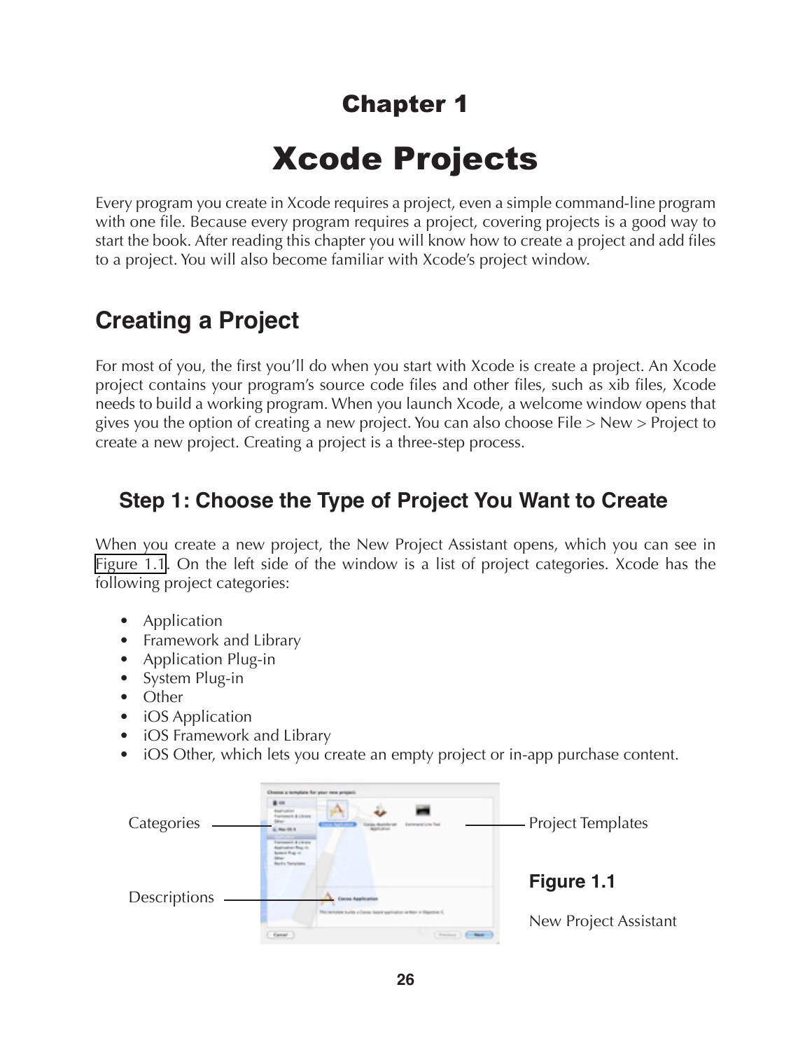# Chapter 1

# Xcode Projects

Every program you create in Xcode requires a project, even a simple command-line program with one file. Because every program requires a project, covering projects is a good way to start the book. After reading this chapter you will know how to create a project and add files to a project. You will also become familiar with Xcode's project window.

## Creating a Project

For most of you, the first you'll do when you start with Xcode is create a project. An Xcode project contains your program's source code files and other files, such as xib files, Xcode needs to build a working program. When you launch Xcode, a welcome window opens that gives you the option of creating a new project. You can also choose File > New > Project to create a new project. Creating a project is a three-step process.

### Step 1: Choose the Type of Project You Want to Create

When you create a new project, the New Project Assistant opens, which you can see in Figure 1.1. On the left side of the window is a list of project categories. Xcode has the following project categories:

- Application
- Framework and Library
- Application Plug-in
- System Plug-in
- Other
- iOS Application
- iOS Framework and Library
- iOS Other, which lets you create an empty project or in-app purchase content.

Categories

Descriptions

Project Templates

**Figure 1.1**

New Project Assistant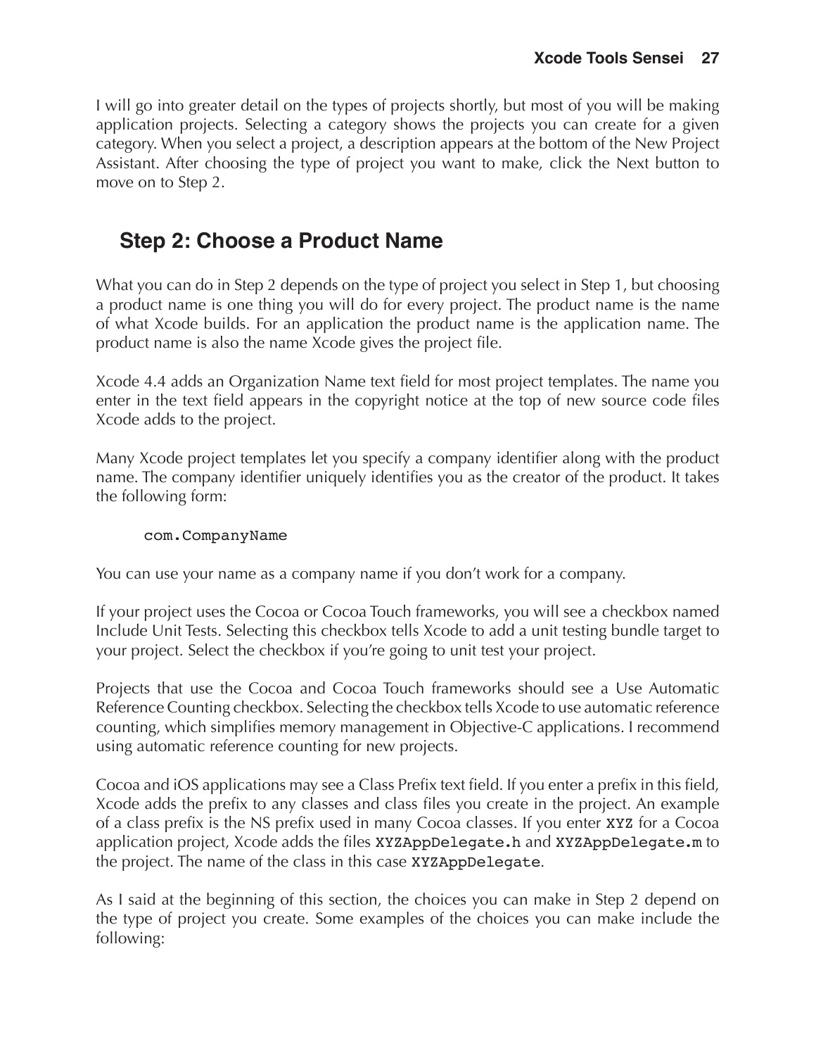I will go into greater detail on the types of projects shortly, but most of you will be making application projects. Selecting a category shows the projects you can create for a given category. When you select a project, a description appears at the bottom of the New Project Assistant. After choosing the type of project you want to make, click the Next button to move on to Step 2.

## Step 2: Choose a Product Name

What you can do in Step 2 depends on the type of project you select in Step 1, but choosing a product name is one thing you will do for every project. The product name is the name of what Xcode builds. For an application the product name is the application name. The product name is also the name Xcode gives the project file.

Xcode 4.4 adds an Organization Name text field for most project templates. The name you enter in the text field appears in the copyright notice at the top of new source code files Xcode adds to the project.

Many Xcode project templates let you specify a company identifier along with the product name. The company identifier uniquely identifies you as the creator of the product. It takes the following form:

```
com.CompanyName
```

You can use your name as a company name if you don't work for a company.

If your project uses the Cocoa or Cocoa Touch frameworks, you will see a checkbox named Include Unit Tests. Selecting this checkbox tells Xcode to add a unit testing bundle target to your project. Select the checkbox if you're going to unit test your project.

Projects that use the Cocoa and Cocoa Touch frameworks should see a Use Automatic Reference Counting checkbox. Selecting the checkbox tells Xcode to use automatic reference counting, which simplifies memory management in Objective-C applications. I recommend using automatic reference counting for new projects.

Cocoa and iOS applications may see a Class Prefix text field. If you enter a prefix in this field, Xcode adds the prefix to any classes and class files you create in the project. An example of a class prefix is the NS prefix used in many Cocoa classes. If you enter `XYZ` for a Cocoa application project, Xcode adds the files `XYZAppDelegate.h` and `XYZAppDelegate.m` to the project. The name of the class in this case `XYZAppDelegate`.

As I said at the beginning of this section, the choices you can make in Step 2 depend on the type of project you create. Some examples of the choices you can make include the following: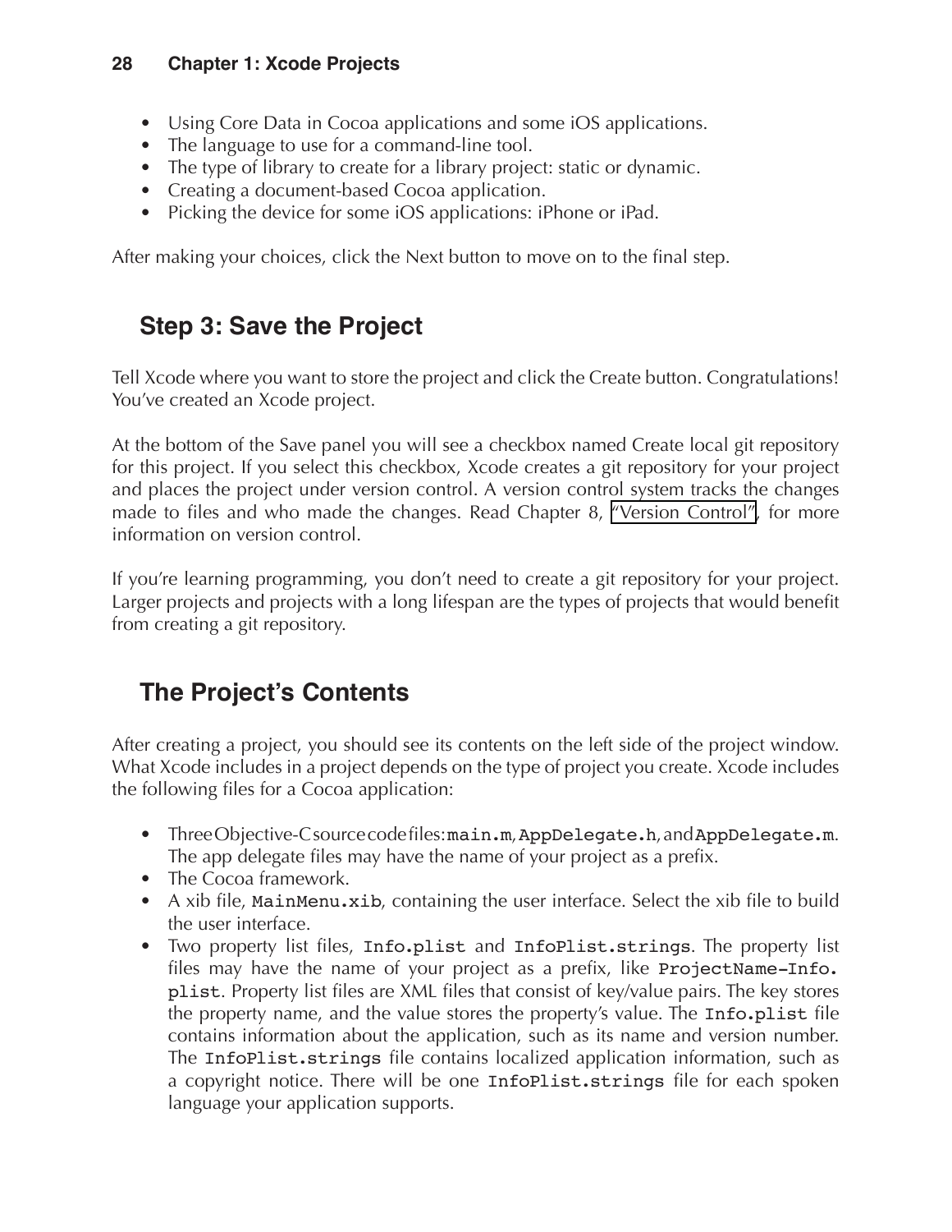- Using Core Data in Cocoa applications and some iOS applications.
- The language to use for a command-line tool.
- The type of library to create for a library project: static or dynamic.
- Creating a document-based Cocoa application.
- Picking the device for some iOS applications: iPhone or iPad.

After making your choices, click the Next button to move on to the final step.

## Step 3: Save the Project

Tell Xcode where you want to store the project and click the Create button. Congratulations! You've created an Xcode project.

At the bottom of the Save panel you will see a checkbox named Create local git repository for this project. If you select this checkbox, Xcode creates a git repository for your project and places the project under version control. A version control system tracks the changes made to files and who made the changes. Read Chapter 8, "Version Control", for more information on version control.

If you're learning programming, you don't need to create a git repository for your project. Larger projects and projects with a long lifespan are the types of projects that would benefit from creating a git repository.

## The Project's Contents

After creating a project, you should see its contents on the left side of the project window. What Xcode includes in a project depends on the type of project you create. Xcode includes the following files for a Cocoa application:

- Three Objective-C source code files: `main.m`, `AppDelegate.h`, and `AppDelegate.m`. The app delegate files may have the name of your project as a prefix.
- The Cocoa framework.
- A xib file, `MainMenu.xib`, containing the user interface. Select the xib file to build the user interface.
- Two property list files, `Info.plist` and `InfoPlist.strings`. The property list files may have the name of your project as a prefix, like `ProjectName-Info.plist`. Property list files are XML files that consist of key/value pairs. The key stores the property name, and the value stores the property's value. The `Info.plist` file contains information about the application, such as its name and version number. The `InfoPlist.strings` file contains localized application information, such as a copyright notice. There will be one `InfoPlist.strings` file for each spoken language your application supports.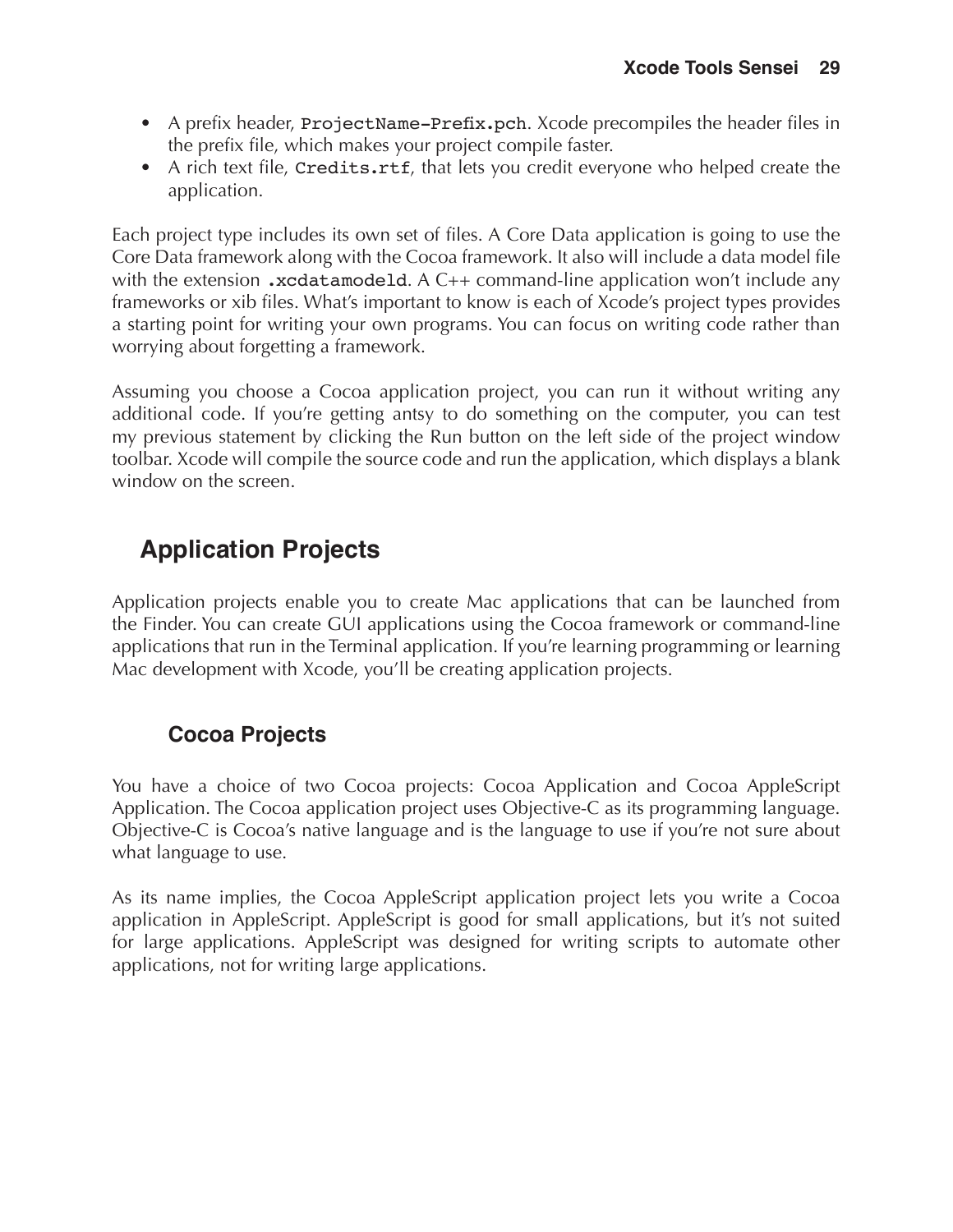- A prefix header, `ProjectName-Prefix.pch`. Xcode precompiles the header files in the prefix file, which makes your project compile faster.
- A rich text file, `Credits.rtf`, that lets you credit everyone who helped create the application.

Each project type includes its own set of files. A Core Data application is going to use the Core Data framework along with the Cocoa framework. It also will include a data model file with the extension `.xcdatamodeld`. A C++ command-line application won't include any frameworks or xib files. What's important to know is each of Xcode's project types provides a starting point for writing your own programs. You can focus on writing code rather than worrying about forgetting a framework.

Assuming you choose a Cocoa application project, you can run it without writing any additional code. If you're getting antsy to do something on the computer, you can test my previous statement by clicking the Run button on the left side of the project window toolbar. Xcode will compile the source code and run the application, which displays a blank window on the screen.

## Application Projects

Application projects enable you to create Mac applications that can be launched from the Finder. You can create GUI applications using the Cocoa framework or command-line applications that run in the Terminal application. If you're learning programming or learning Mac development with Xcode, you'll be creating application projects.

### Cocoa Projects

You have a choice of two Cocoa projects: Cocoa Application and Cocoa AppleScript Application. The Cocoa application project uses Objective-C as its programming language. Objective-C is Cocoa's native language and is the language to use if you're not sure about what language to use.

As its name implies, the Cocoa AppleScript application project lets you write a Cocoa application in AppleScript. AppleScript is good for small applications, but it's not suited for large applications. AppleScript was designed for writing scripts to automate other applications, not for writing large applications.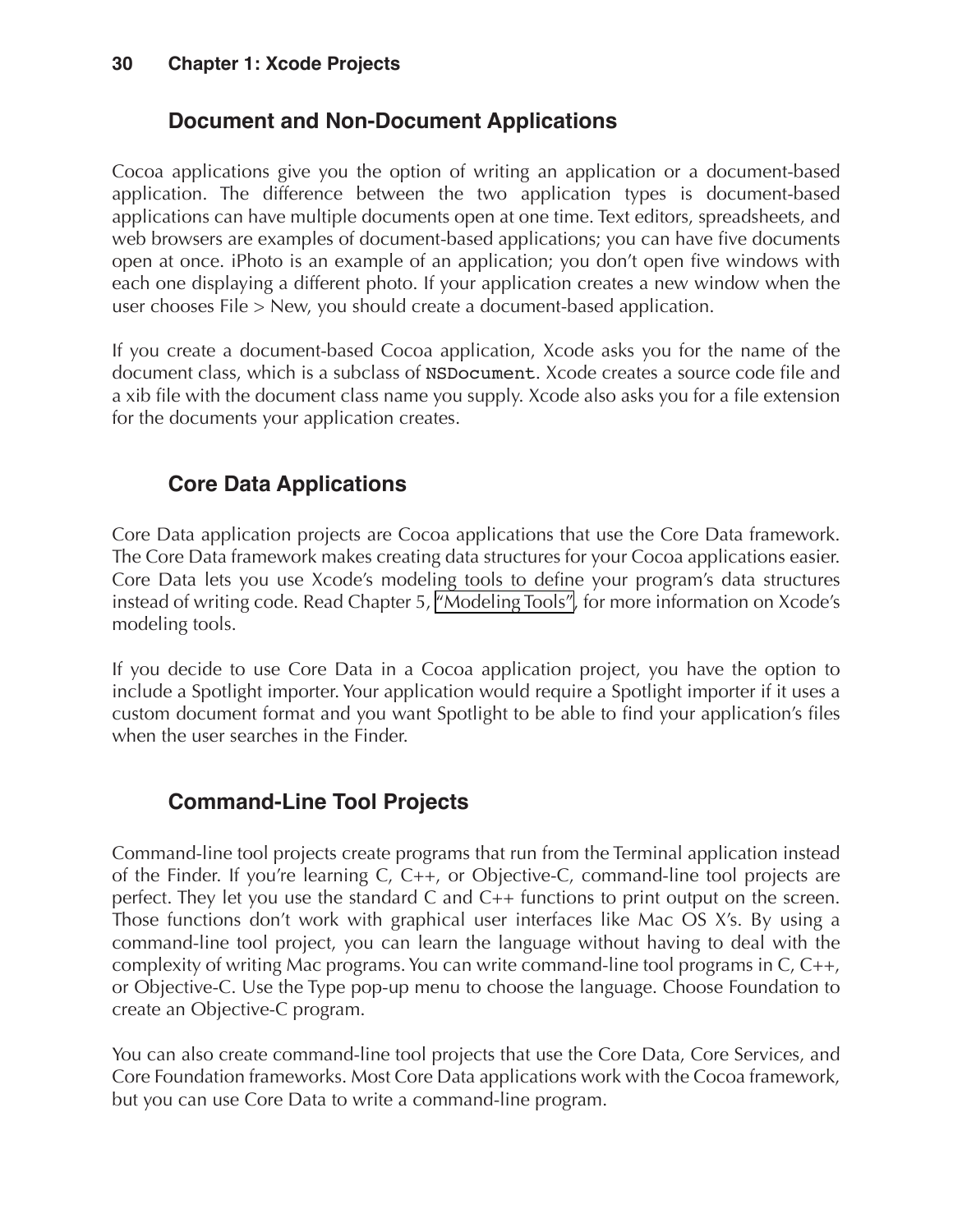### Document and Non-Document Applications

Cocoa applications give you the option of writing an application or a document-based application. The difference between the two application types is document-based applications can have multiple documents open at one time. Text editors, spreadsheets, and web browsers are examples of document-based applications; you can have five documents open at once. iPhoto is an example of an application; you don't open five windows with each one displaying a different photo. If your application creates a new window when the user chooses File > New, you should create a document-based application.

If you create a document-based Cocoa application, Xcode asks you for the name of the document class, which is a subclass of `NSDocument`. Xcode creates a source code file and a xib file with the document class name you supply. Xcode also asks you for a file extension for the documents your application creates.

### Core Data Applications

Core Data application projects are Cocoa applications that use the Core Data framework. The Core Data framework makes creating data structures for your Cocoa applications easier. Core Data lets you use Xcode's modeling tools to define your program's data structures instead of writing code. Read Chapter 5, "Modeling Tools", for more information on Xcode's modeling tools.

If you decide to use Core Data in a Cocoa application project, you have the option to include a Spotlight importer. Your application would require a Spotlight importer if it uses a custom document format and you want Spotlight to be able to find your application's files when the user searches in the Finder.

### Command-Line Tool Projects

Command-line tool projects create programs that run from the Terminal application instead of the Finder. If you're learning C, C++, or Objective-C, command-line tool projects are perfect. They let you use the standard C and C++ functions to print output on the screen. Those functions don't work with graphical user interfaces like Mac OS X's. By using a command-line tool project, you can learn the language without having to deal with the complexity of writing Mac programs. You can write command-line tool programs in C, C++, or Objective-C. Use the Type pop-up menu to choose the language. Choose Foundation to create an Objective-C program.

You can also create command-line tool projects that use the Core Data, Core Services, and Core Foundation frameworks. Most Core Data applications work with the Cocoa framework, but you can use Core Data to write a command-line program.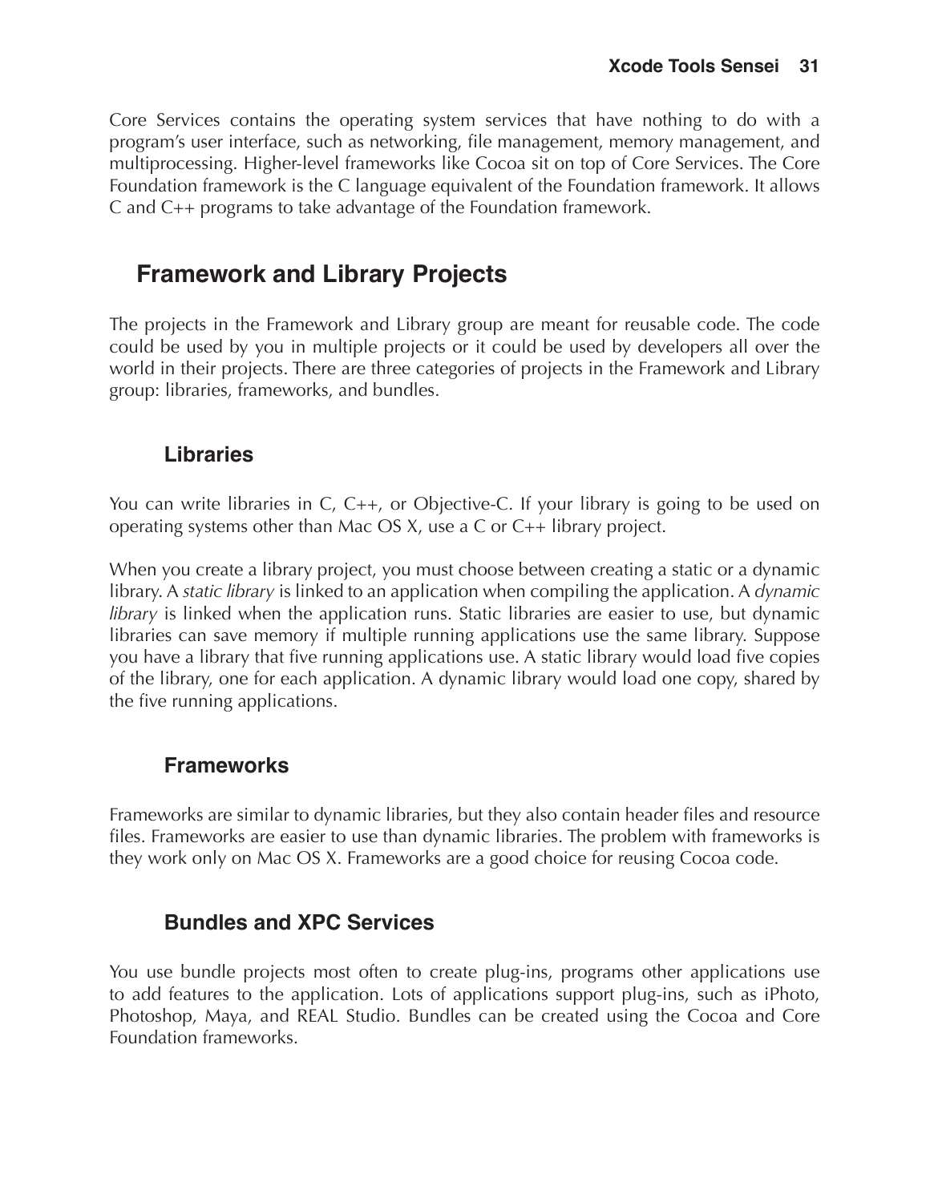Core Services contains the operating system services that have nothing to do with a program's user interface, such as networking, file management, memory management, and multiprocessing. Higher-level frameworks like Cocoa sit on top of Core Services. The Core Foundation framework is the C language equivalent of the Foundation framework. It allows C and C++ programs to take advantage of the Foundation framework.

## Framework and Library Projects

The projects in the Framework and Library group are meant for reusable code. The code could be used by you in multiple projects or it could be used by developers all over the world in their projects. There are three categories of projects in the Framework and Library group: libraries, frameworks, and bundles.

### Libraries

You can write libraries in C, C++, or Objective-C. If your library is going to be used on operating systems other than Mac OS X, use a C or C++ library project.

When you create a library project, you must choose between creating a static or a dynamic library. A *static library* is linked to an application when compiling the application. A *dynamic library* is linked when the application runs. Static libraries are easier to use, but dynamic libraries can save memory if multiple running applications use the same library. Suppose you have a library that five running applications use. A static library would load five copies of the library, one for each application. A dynamic library would load one copy, shared by the five running applications.

### Frameworks

Frameworks are similar to dynamic libraries, but they also contain header files and resource files. Frameworks are easier to use than dynamic libraries. The problem with frameworks is they work only on Mac OS X. Frameworks are a good choice for reusing Cocoa code.

### Bundles and XPC Services

You use bundle projects most often to create plug-ins, programs other applications use to add features to the application. Lots of applications support plug-ins, such as iPhoto, Photoshop, Maya, and REAL Studio. Bundles can be created using the Cocoa and Core Foundation frameworks.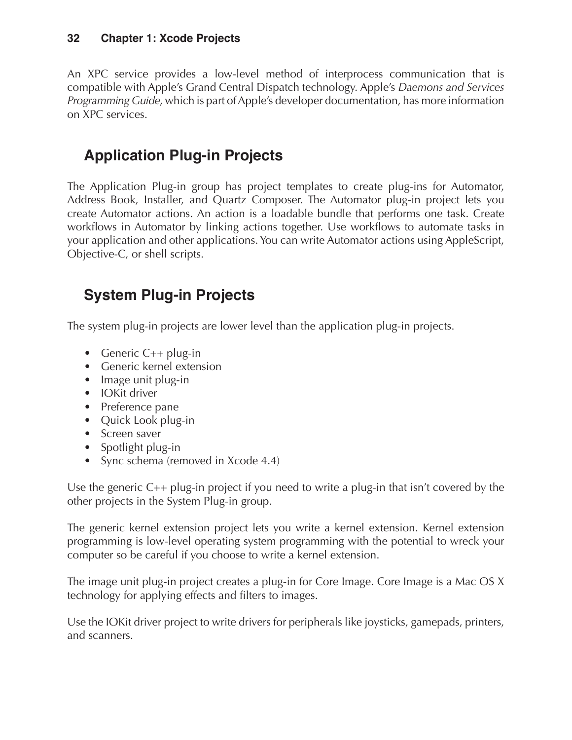An XPC service provides a low-level method of interprocess communication that is compatible with Apple's Grand Central Dispatch technology. Apple's *Daemons and Services Programming Guide*, which is part of Apple's developer documentation, has more information on XPC services.

## Application Plug-in Projects

The Application Plug-in group has project templates to create plug-ins for Automator, Address Book, Installer, and Quartz Composer. The Automator plug-in project lets you create Automator actions. An action is a loadable bundle that performs one task. Create workflows in Automator by linking actions together. Use workflows to automate tasks in your application and other applications. You can write Automator actions using AppleScript, Objective-C, or shell scripts.

## System Plug-in Projects

The system plug-in projects are lower level than the application plug-in projects.

- Generic C++ plug-in
- Generic kernel extension
- Image unit plug-in
- IOKit driver
- Preference pane
- Quick Look plug-in
- Screen saver
- Spotlight plug-in
- Sync schema (removed in Xcode 4.4)

Use the generic C++ plug-in project if you need to write a plug-in that isn't covered by the other projects in the System Plug-in group.

The generic kernel extension project lets you write a kernel extension. Kernel extension programming is low-level operating system programming with the potential to wreck your computer so be careful if you choose to write a kernel extension.

The image unit plug-in project creates a plug-in for Core Image. Core Image is a Mac OS X technology for applying effects and filters to images.

Use the IOKit driver project to write drivers for peripherals like joysticks, gamepads, printers, and scanners.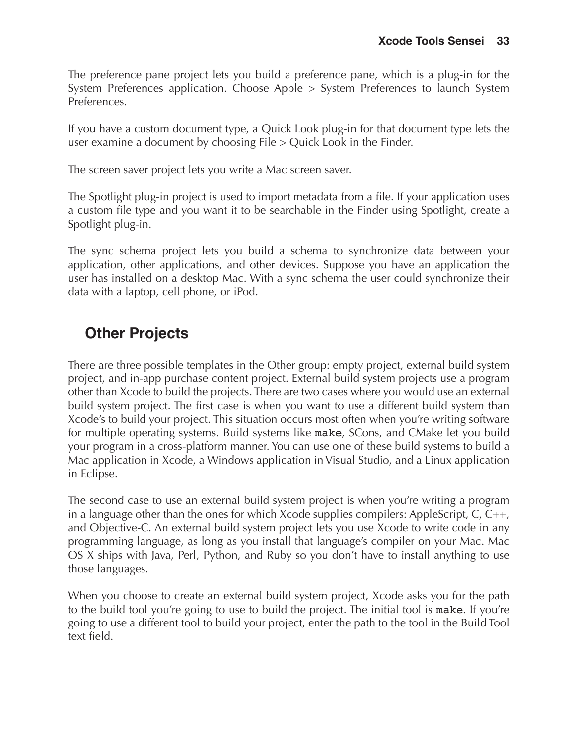The preference pane project lets you build a preference pane, which is a plug-in for the System Preferences application. Choose Apple > System Preferences to launch System Preferences.

If you have a custom document type, a Quick Look plug-in for that document type lets the user examine a document by choosing File > Quick Look in the Finder.

The screen saver project lets you write a Mac screen saver.

The Spotlight plug-in project is used to import metadata from a file. If your application uses a custom file type and you want it to be searchable in the Finder using Spotlight, create a Spotlight plug-in.

The sync schema project lets you build a schema to synchronize data between your application, other applications, and other devices. Suppose you have an application the user has installed on a desktop Mac. With a sync schema the user could synchronize their data with a laptop, cell phone, or iPod.

## Other Projects

There are three possible templates in the Other group: empty project, external build system project, and in-app purchase content project. External build system projects use a program other than Xcode to build the projects. There are two cases where you would use an external build system project. The first case is when you want to use a different build system than Xcode's to build your project. This situation occurs most often when you're writing software for multiple operating systems. Build systems like `make`, SCons, and CMake let you build your program in a cross-platform manner. You can use one of these build systems to build a Mac application in Xcode, a Windows application in Visual Studio, and a Linux application in Eclipse.

The second case to use an external build system project is when you're writing a program in a language other than the ones for which Xcode supplies compilers: AppleScript, C, C++, and Objective-C. An external build system project lets you use Xcode to write code in any programming language, as long as you install that language's compiler on your Mac. Mac OS X ships with Java, Perl, Python, and Ruby so you don't have to install anything to use those languages.

When you choose to create an external build system project, Xcode asks you for the path to the build tool you're going to use to build the project. The initial tool is `make`. If you're going to use a different tool to build your project, enter the path to the tool in the Build Tool text field.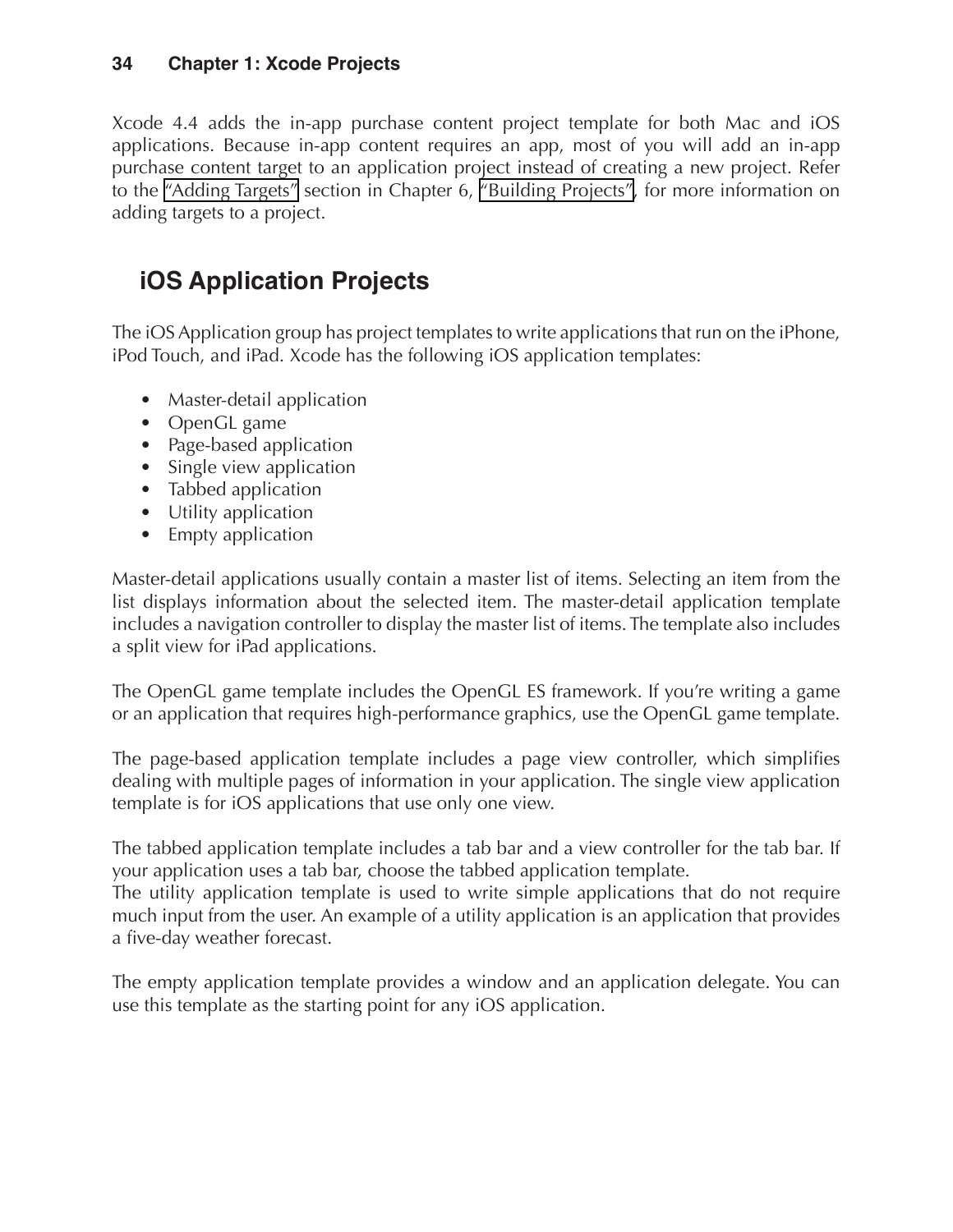Xcode 4.4 adds the in-app purchase content project template for both Mac and iOS applications. Because in-app content requires an app, most of you will add an in-app purchase content target to an application project instead of creating a new project. Refer to the "Adding Targets" section in Chapter 6, "Building Projects", for more information on adding targets to a project.

## iOS Application Projects

The iOS Application group has project templates to write applications that run on the iPhone, iPod Touch, and iPad. Xcode has the following iOS application templates:

- Master-detail application
- OpenGL game
- Page-based application
- Single view application
- Tabbed application
- Utility application
- Empty application

Master-detail applications usually contain a master list of items. Selecting an item from the list displays information about the selected item. The master-detail application template includes a navigation controller to display the master list of items. The template also includes a split view for iPad applications.

The OpenGL game template includes the OpenGL ES framework. If you're writing a game or an application that requires high-performance graphics, use the OpenGL game template.

The page-based application template includes a page view controller, which simplifies dealing with multiple pages of information in your application. The single view application template is for iOS applications that use only one view.

The tabbed application template includes a tab bar and a view controller for the tab bar. If your application uses a tab bar, choose the tabbed application template.
The utility application template is used to write simple applications that do not require much input from the user. An example of a utility application is an application that provides a five-day weather forecast.

The empty application template provides a window and an application delegate. You can use this template as the starting point for any iOS application.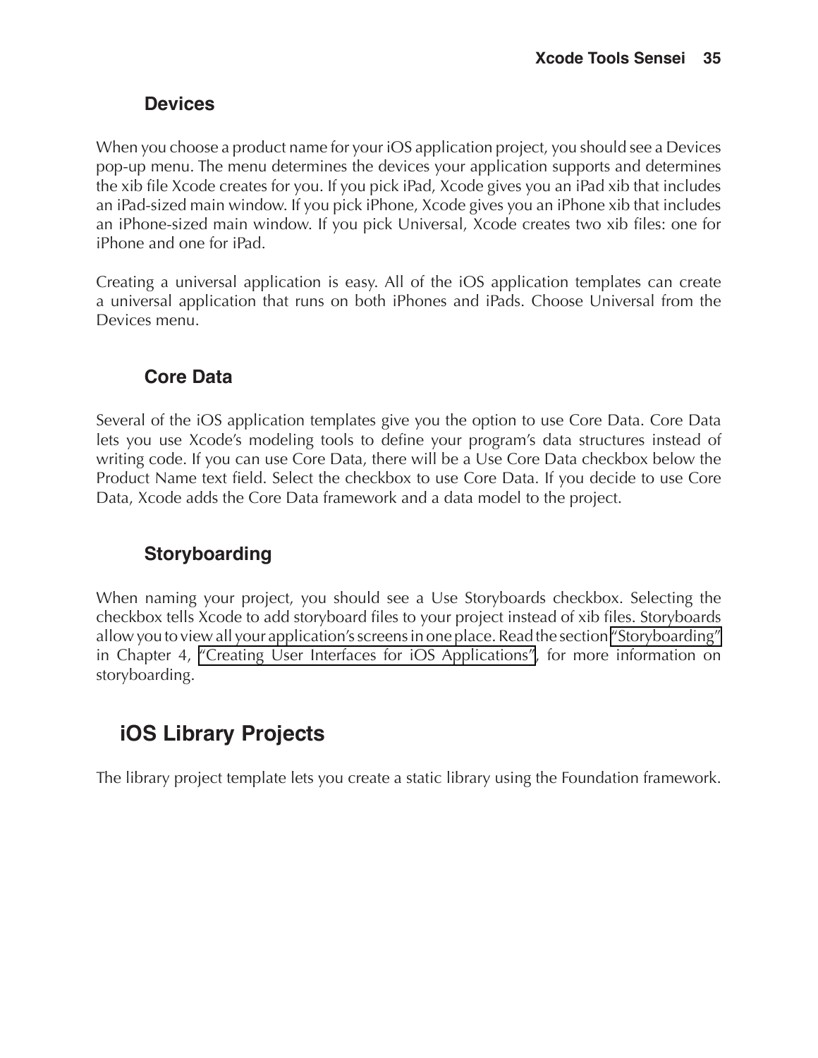### Devices

When you choose a product name for your iOS application project, you should see a Devices pop-up menu. The menu determines the devices your application supports and determines the xib file Xcode creates for you. If you pick iPad, Xcode gives you an iPad xib that includes an iPad-sized main window. If you pick iPhone, Xcode gives you an iPhone xib that includes an iPhone-sized main window. If you pick Universal, Xcode creates two xib files: one for iPhone and one for iPad.

Creating a universal application is easy. All of the iOS application templates can create a universal application that runs on both iPhones and iPads. Choose Universal from the Devices menu.

### Core Data

Several of the iOS application templates give you the option to use Core Data. Core Data lets you use Xcode's modeling tools to define your program's data structures instead of writing code. If you can use Core Data, there will be a Use Core Data checkbox below the Product Name text field. Select the checkbox to use Core Data. If you decide to use Core Data, Xcode adds the Core Data framework and a data model to the project.

### Storyboarding

When naming your project, you should see a Use Storyboards checkbox. Selecting the checkbox tells Xcode to add storyboard files to your project instead of xib files. Storyboards allow you to view all your application's screens in one place. Read the section "Storyboarding" in Chapter 4, "Creating User Interfaces for iOS Applications", for more information on storyboarding.

## iOS Library Projects

The library project template lets you create a static library using the Foundation framework.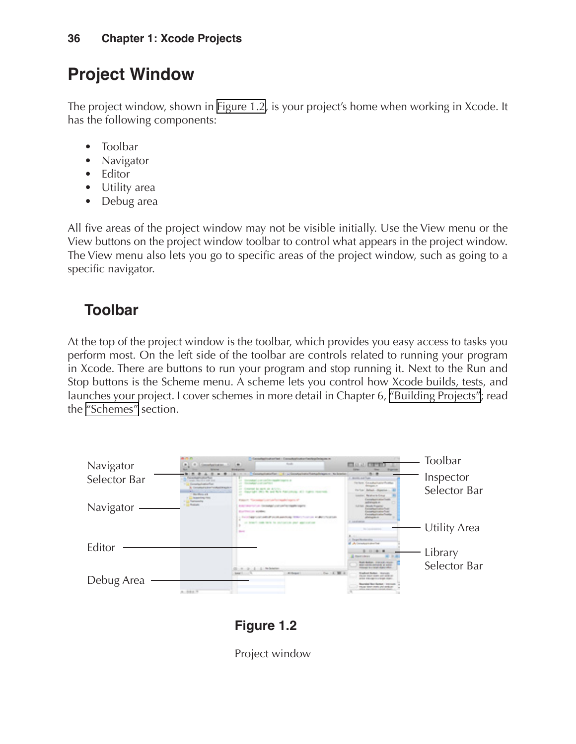# Project Window

The project window, shown in Figure 1.2, is your project's home when working in Xcode. It has the following components:

- Toolbar
- Navigator
- Editor
- Utility area
- Debug area

All five areas of the project window may not be visible initially. Use the View menu or the View buttons on the project window toolbar to control what appears in the project window. The View menu also lets you go to specific areas of the project window, such as going to a specific navigator.

## Toolbar

At the top of the project window is the toolbar, which provides you easy access to tasks you perform most. On the left side of the toolbar are controls related to running your program in Xcode. There are buttons to run your program and stop running it. Next to the Run and Stop buttons is the Scheme menu. A scheme lets you control how Xcode builds, tests, and launches your project. I cover schemes in more detail in Chapter 6, "Building Projects"; read the "Schemes" section.

Navigator Selector Bar

Navigator

Editor

Debug Area

Toolbar

Inspector Selector Bar

Utility Area

Library Selector Bar

**Figure 1.2**

Project window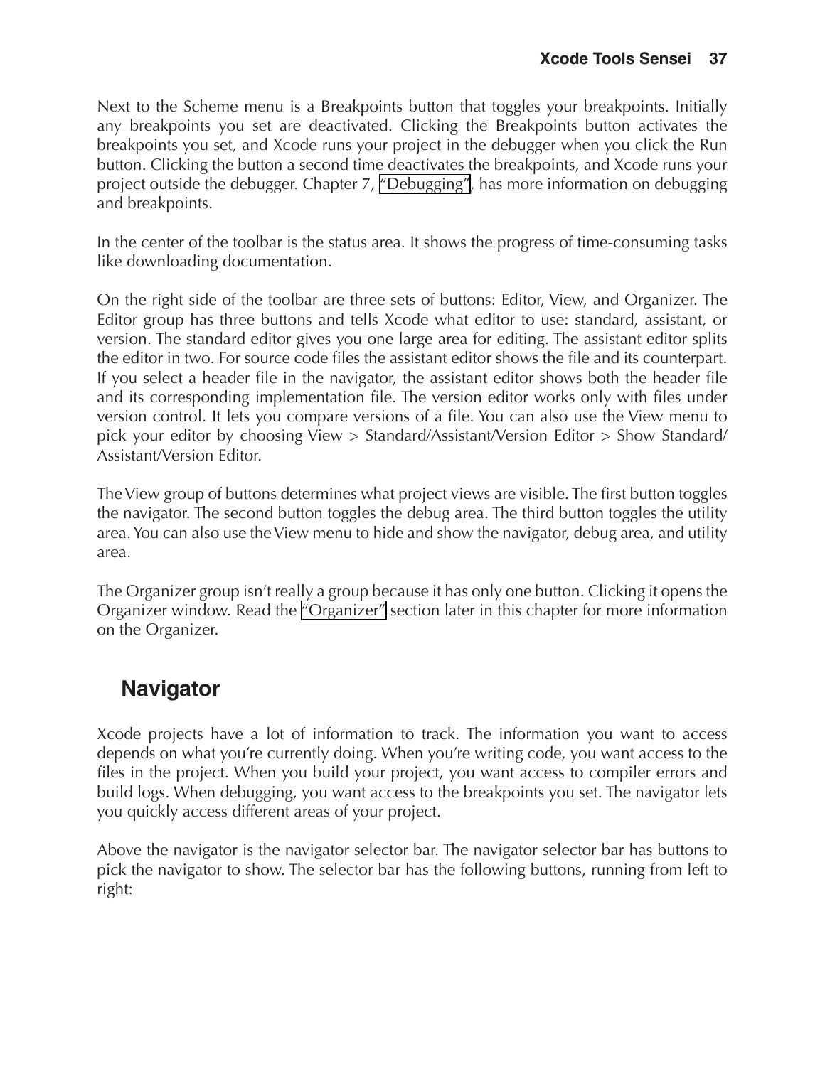Next to the Scheme menu is a Breakpoints button that toggles your breakpoints. Initially any breakpoints you set are deactivated. Clicking the Breakpoints button activates the breakpoints you set, and Xcode runs your project in the debugger when you click the Run button. Clicking the button a second time deactivates the breakpoints, and Xcode runs your project outside the debugger. Chapter 7, "Debugging", has more information on debugging and breakpoints.

In the center of the toolbar is the status area. It shows the progress of time-consuming tasks like downloading documentation.

On the right side of the toolbar are three sets of buttons: Editor, View, and Organizer. The Editor group has three buttons and tells Xcode what editor to use: standard, assistant, or version. The standard editor gives you one large area for editing. The assistant editor splits the editor in two. For source code files the assistant editor shows the file and its counterpart. If you select a header file in the navigator, the assistant editor shows both the header file and its corresponding implementation file. The version editor works only with files under version control. It lets you compare versions of a file. You can also use the View menu to pick your editor by choosing View > Standard/Assistant/Version Editor > Show Standard/Assistant/Version Editor.

The View group of buttons determines what project views are visible. The first button toggles the navigator. The second button toggles the debug area. The third button toggles the utility area. You can also use the View menu to hide and show the navigator, debug area, and utility area.

The Organizer group isn't really a group because it has only one button. Clicking it opens the Organizer window. Read the "Organizer" section later in this chapter for more information on the Organizer.

## Navigator

Xcode projects have a lot of information to track. The information you want to access depends on what you're currently doing. When you're writing code, you want access to the files in the project. When you build your project, you want access to compiler errors and build logs. When debugging, you want access to the breakpoints you set. The navigator lets you quickly access different areas of your project.

Above the navigator is the navigator selector bar. The navigator selector bar has buttons to pick the navigator to show. The selector bar has the following buttons, running from left to right: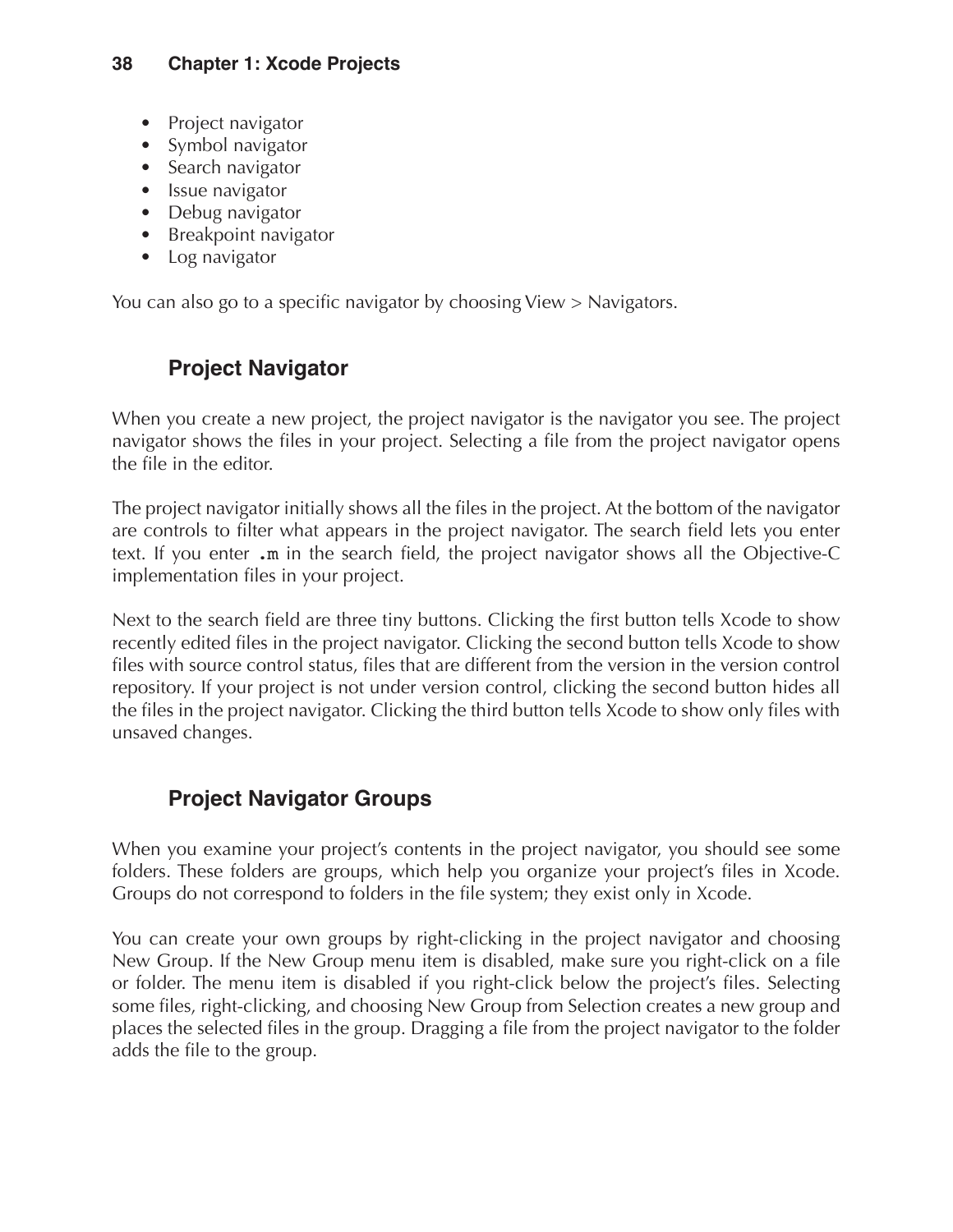- Project navigator
- Symbol navigator
- Search navigator
- Issue navigator
- Debug navigator
- Breakpoint navigator
- Log navigator

You can also go to a specific navigator by choosing View > Navigators.

### Project Navigator

When you create a new project, the project navigator is the navigator you see. The project navigator shows the files in your project. Selecting a file from the project navigator opens the file in the editor.

The project navigator initially shows all the files in the project. At the bottom of the navigator are controls to filter what appears in the project navigator. The search field lets you enter text. If you enter `.m` in the search field, the project navigator shows all the Objective-C implementation files in your project.

Next to the search field are three tiny buttons. Clicking the first button tells Xcode to show recently edited files in the project navigator. Clicking the second button tells Xcode to show files with source control status, files that are different from the version in the version control repository. If your project is not under version control, clicking the second button hides all the files in the project navigator. Clicking the third button tells Xcode to show only files with unsaved changes.

### Project Navigator Groups

When you examine your project's contents in the project navigator, you should see some folders. These folders are groups, which help you organize your project's files in Xcode. Groups do not correspond to folders in the file system; they exist only in Xcode.

You can create your own groups by right-clicking in the project navigator and choosing New Group. If the New Group menu item is disabled, make sure you right-click on a file or folder. The menu item is disabled if you right-click below the project's files. Selecting some files, right-clicking, and choosing New Group from Selection creates a new group and places the selected files in the group. Dragging a file from the project navigator to the folder adds the file to the group.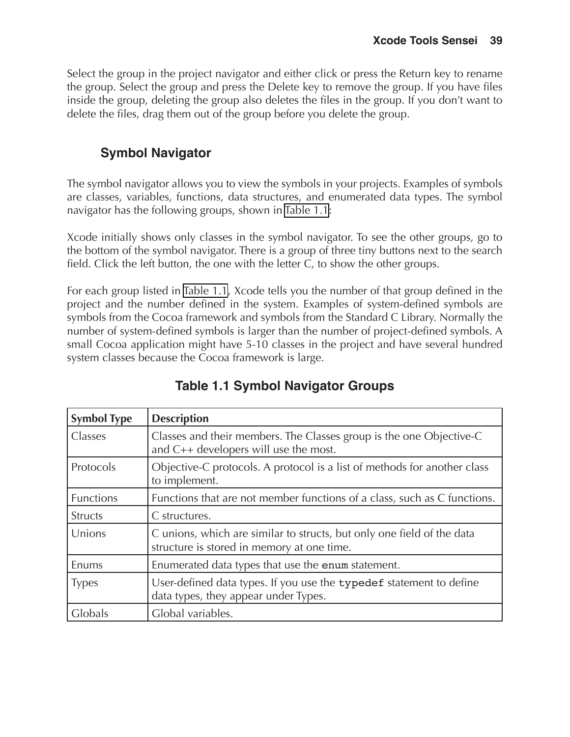Select the group in the project navigator and either click or press the Return key to rename the group. Select the group and press the Delete key to remove the group. If you have files inside the group, deleting the group also deletes the files in the group. If you don't want to delete the files, drag them out of the group before you delete the group.

### Symbol Navigator

The symbol navigator allows you to view the symbols in your projects. Examples of symbols are classes, variables, functions, data structures, and enumerated data types. The symbol navigator has the following groups, shown in Table 1.1:

Xcode initially shows only classes in the symbol navigator. To see the other groups, go to the bottom of the symbol navigator. There is a group of three tiny buttons next to the search field. Click the left button, the one with the letter C, to show the other groups.

For each group listed in Table 1.1, Xcode tells you the number of that group defined in the project and the number defined in the system. Examples of system-defined symbols are symbols from the Cocoa framework and symbols from the Standard C Library. Normally the number of system-defined symbols is larger than the number of project-defined symbols. A small Cocoa application might have 5-10 classes in the project and have several hundred system classes because the Cocoa framework is large.

**Table 1.1 Symbol Navigator Groups**

| Symbol Type | Description |
|---|---|
| Classes | Classes and their members. The Classes group is the one Objective-C and C++ developers will use the most. |
| Protocols | Objective-C protocols. A protocol is a list of methods for another class to implement. |
| Functions | Functions that are not member functions of a class, such as C functions. |
| Structs | C structures. |
| Unions | C unions, which are similar to structs, but only one field of the data structure is stored in memory at one time. |
| Enums | Enumerated data types that use the `enum` statement. |
| Types | User-defined data types. If you use the `typedef` statement to define data types, they appear under Types. |
| Globals | Global variables. |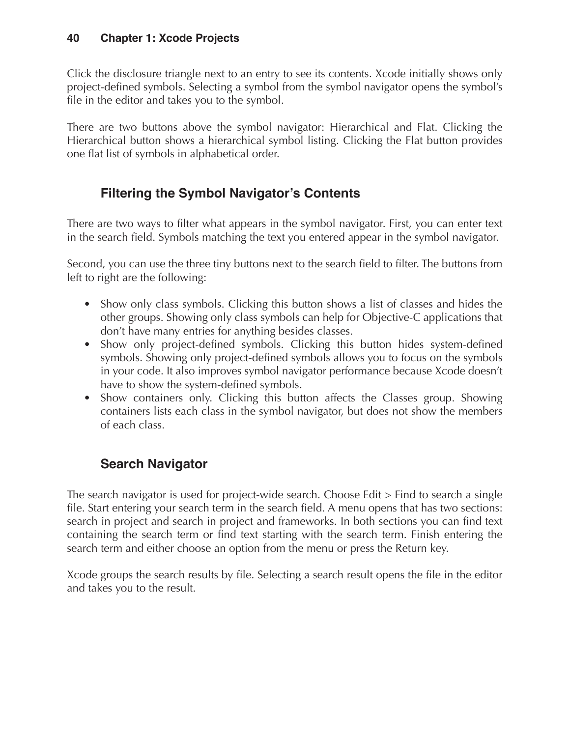Click the disclosure triangle next to an entry to see its contents. Xcode initially shows only project-defined symbols. Selecting a symbol from the symbol navigator opens the symbol's file in the editor and takes you to the symbol.

There are two buttons above the symbol navigator: Hierarchical and Flat. Clicking the Hierarchical button shows a hierarchical symbol listing. Clicking the Flat button provides one flat list of symbols in alphabetical order.

### Filtering the Symbol Navigator's Contents

There are two ways to filter what appears in the symbol navigator. First, you can enter text in the search field. Symbols matching the text you entered appear in the symbol navigator.

Second, you can use the three tiny buttons next to the search field to filter. The buttons from left to right are the following:

- Show only class symbols. Clicking this button shows a list of classes and hides the other groups. Showing only class symbols can help for Objective-C applications that don't have many entries for anything besides classes.
- Show only project-defined symbols. Clicking this button hides system-defined symbols. Showing only project-defined symbols allows you to focus on the symbols in your code. It also improves symbol navigator performance because Xcode doesn't have to show the system-defined symbols.
- Show containers only. Clicking this button affects the Classes group. Showing containers lists each class in the symbol navigator, but does not show the members of each class.

### Search Navigator

The search navigator is used for project-wide search. Choose Edit > Find to search a single file. Start entering your search term in the search field. A menu opens that has two sections: search in project and search in project and frameworks. In both sections you can find text containing the search term or find text starting with the search term. Finish entering the search term and either choose an option from the menu or press the Return key.

Xcode groups the search results by file. Selecting a search result opens the file in the editor and takes you to the result.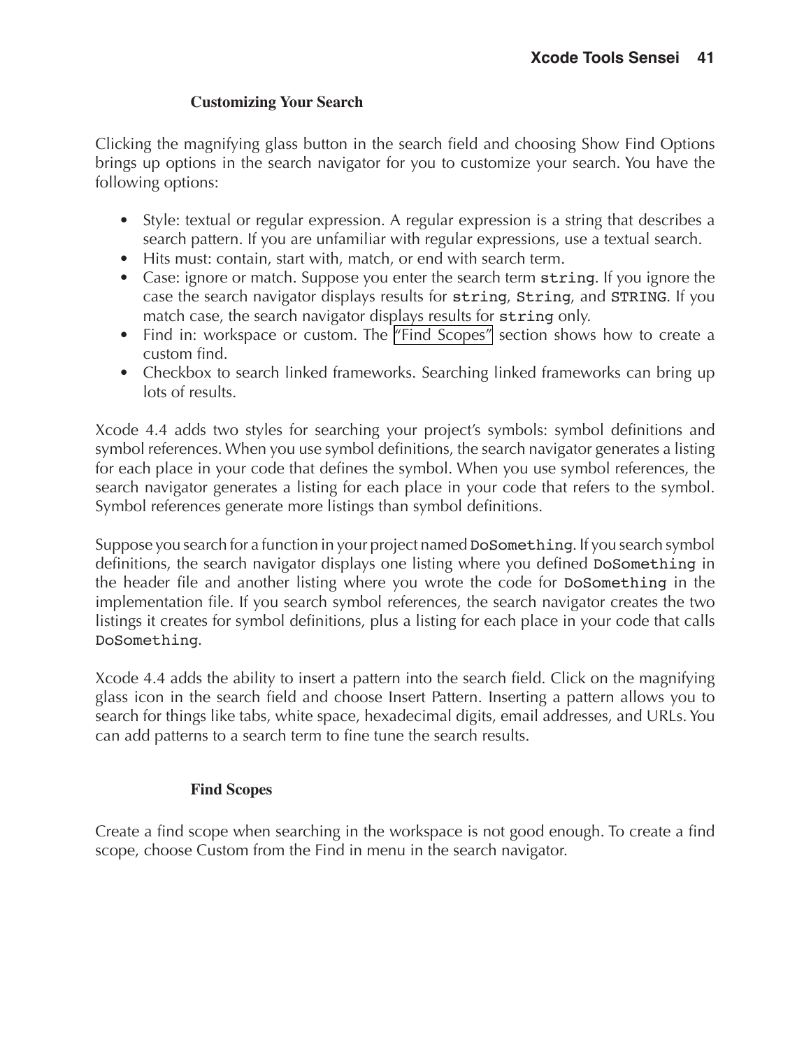### Customizing Your Search

Clicking the magnifying glass button in the search field and choosing Show Find Options brings up options in the search navigator for you to customize your search. You have the following options:

- Style: textual or regular expression. A regular expression is a string that describes a search pattern. If you are unfamiliar with regular expressions, use a textual search.
- Hits must: contain, start with, match, or end with search term.
- Case: ignore or match. Suppose you enter the search term `string`. If you ignore the case the search navigator displays results for `string`, `String`, and `STRING`. If you match case, the search navigator displays results for `string` only.
- Find in: workspace or custom. The "Find Scopes" section shows how to create a custom find.
- Checkbox to search linked frameworks. Searching linked frameworks can bring up lots of results.

Xcode 4.4 adds two styles for searching your project's symbols: symbol definitions and symbol references. When you use symbol definitions, the search navigator generates a listing for each place in your code that defines the symbol. When you use symbol references, the search navigator generates a listing for each place in your code that refers to the symbol. Symbol references generate more listings than symbol definitions.

Suppose you search for a function in your project named `DoSomething`. If you search symbol definitions, the search navigator displays one listing where you defined `DoSomething` in the header file and another listing where you wrote the code for `DoSomething` in the implementation file. If you search symbol references, the search navigator creates the two listings it creates for symbol definitions, plus a listing for each place in your code that calls `DoSomething`.

Xcode 4.4 adds the ability to insert a pattern into the search field. Click on the magnifying glass icon in the search field and choose Insert Pattern. Inserting a pattern allows you to search for things like tabs, white space, hexadecimal digits, email addresses, and URLs. You can add patterns to a search term to fine tune the search results.

### Find Scopes

Create a find scope when searching in the workspace is not good enough. To create a find scope, choose Custom from the Find in menu in the search navigator.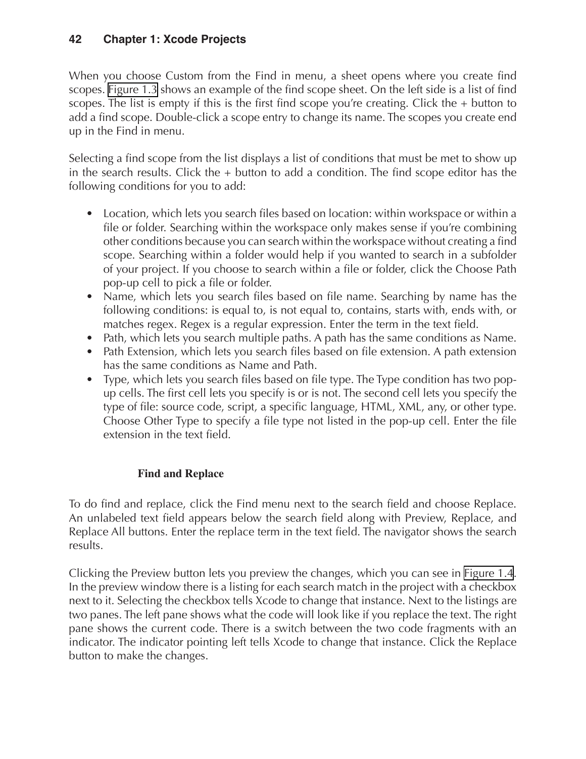When you choose Custom from the Find in menu, a sheet opens where you create find scopes. Figure 1.3 shows an example of the find scope sheet. On the left side is a list of find scopes. The list is empty if this is the first find scope you're creating. Click the + button to add a find scope. Double-click a scope entry to change its name. The scopes you create end up in the Find in menu.

Selecting a find scope from the list displays a list of conditions that must be met to show up in the search results. Click the + button to add a condition. The find scope editor has the following conditions for you to add:

- Location, which lets you search files based on location: within workspace or within a file or folder. Searching within the workspace only makes sense if you're combining other conditions because you can search within the workspace without creating a find scope. Searching within a folder would help if you wanted to search in a subfolder of your project. If you choose to search within a file or folder, click the Choose Path pop-up cell to pick a file or folder.
- Name, which lets you search files based on file name. Searching by name has the following conditions: is equal to, is not equal to, contains, starts with, ends with, or matches regex. Regex is a regular expression. Enter the term in the text field.
- Path, which lets you search multiple paths. A path has the same conditions as Name.
- Path Extension, which lets you search files based on file extension. A path extension has the same conditions as Name and Path.
- Type, which lets you search files based on file type. The Type condition has two pop-up cells. The first cell lets you specify is or is not. The second cell lets you specify the type of file: source code, script, a specific language, HTML, XML, any, or other type. Choose Other Type to specify a file type not listed in the pop-up cell. Enter the file extension in the text field.

### Find and Replace

To do find and replace, click the Find menu next to the search field and choose Replace. An unlabeled text field appears below the search field along with Preview, Replace, and Replace All buttons. Enter the replace term in the text field. The navigator shows the search results.

Clicking the Preview button lets you preview the changes, which you can see in Figure 1.4. In the preview window there is a listing for each search match in the project with a checkbox next to it. Selecting the checkbox tells Xcode to change that instance. Next to the listings are two panes. The left pane shows what the code will look like if you replace the text. The right pane shows the current code. There is a switch between the two code fragments with an indicator. The indicator pointing left tells Xcode to change that instance. Click the Replace button to make the changes.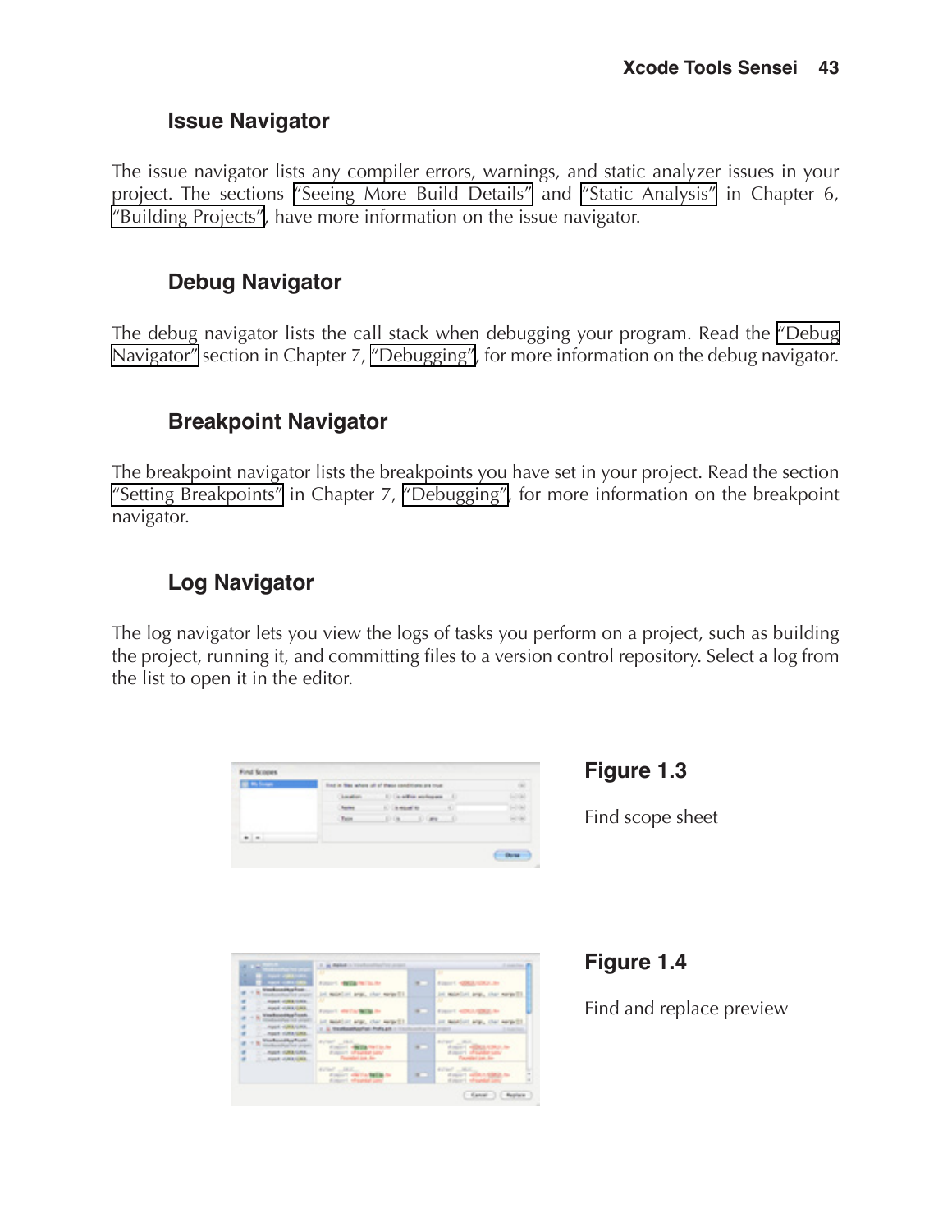## Issue Navigator

The issue navigator lists any compiler errors, warnings, and static analyzer issues in your project. The sections "Seeing More Build Details" and "Static Analysis" in Chapter 6, "Building Projects", have more information on the issue navigator.

## Debug Navigator

The debug navigator lists the call stack when debugging your program. Read the "Debug Navigator" section in Chapter 7, "Debugging", for more information on the debug navigator.

## Breakpoint Navigator

The breakpoint navigator lists the breakpoints you have set in your project. Read the section "Setting Breakpoints" in Chapter 7, "Debugging", for more information on the breakpoint navigator.

## Log Navigator

The log navigator lets you view the logs of tasks you perform on a project, such as building the project, running it, and committing files to a version control repository. Select a log from the list to open it in the editor.

**Figure 1.3**

Find scope sheet

**Figure 1.4**

Find and replace preview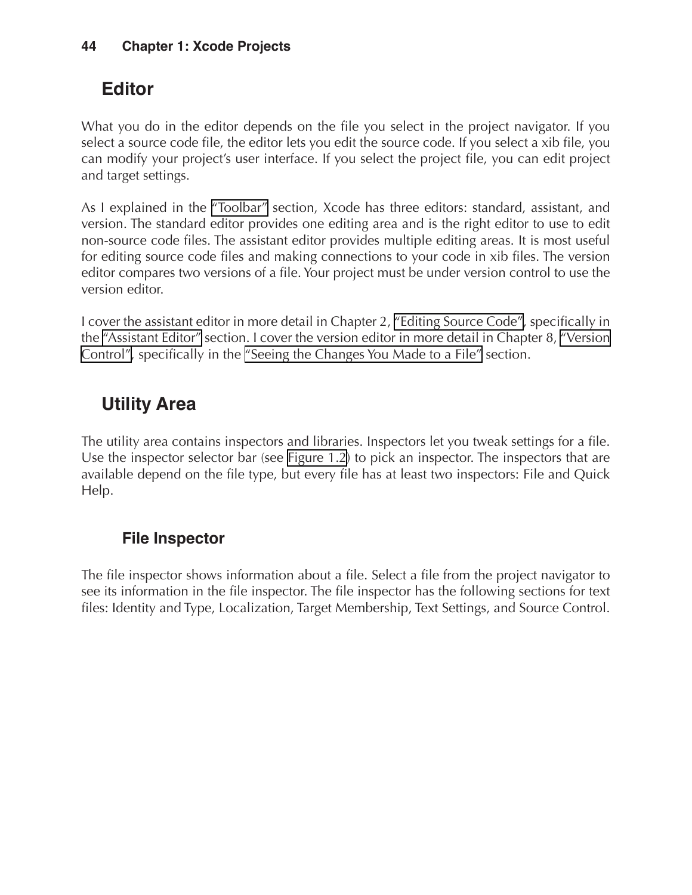## Editor

What you do in the editor depends on the file you select in the project navigator. If you select a source code file, the editor lets you edit the source code. If you select a xib file, you can modify your project's user interface. If you select the project file, you can edit project and target settings.

As I explained in the "Toolbar" section, Xcode has three editors: standard, assistant, and version. The standard editor provides one editing area and is the right editor to use to edit non-source code files. The assistant editor provides multiple editing areas. It is most useful for editing source code files and making connections to your code in xib files. The version editor compares two versions of a file. Your project must be under version control to use the version editor.

I cover the assistant editor in more detail in Chapter 2, "Editing Source Code", specifically in the "Assistant Editor" section. I cover the version editor in more detail in Chapter 8, "Version Control", specifically in the "Seeing the Changes You Made to a File" section.

## Utility Area

The utility area contains inspectors and libraries. Inspectors let you tweak settings for a file. Use the inspector selector bar (see Figure 1.2) to pick an inspector. The inspectors that are available depend on the file type, but every file has at least two inspectors: File and Quick Help.

### File Inspector

The file inspector shows information about a file. Select a file from the project navigator to see its information in the file inspector. The file inspector has the following sections for text files: Identity and Type, Localization, Target Membership, Text Settings, and Source Control.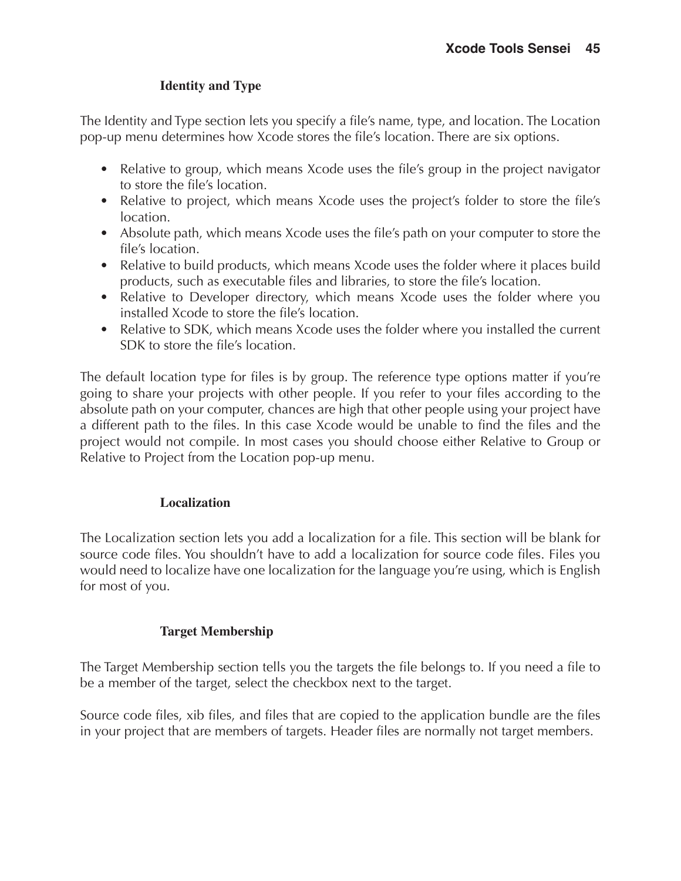### Identity and Type

The Identity and Type section lets you specify a file's name, type, and location. The Location pop-up menu determines how Xcode stores the file's location. There are six options.

- Relative to group, which means Xcode uses the file's group in the project navigator to store the file's location.
- Relative to project, which means Xcode uses the project's folder to store the file's location.
- Absolute path, which means Xcode uses the file's path on your computer to store the file's location.
- Relative to build products, which means Xcode uses the folder where it places build products, such as executable files and libraries, to store the file's location.
- Relative to Developer directory, which means Xcode uses the folder where you installed Xcode to store the file's location.
- Relative to SDK, which means Xcode uses the folder where you installed the current SDK to store the file's location.

The default location type for files is by group. The reference type options matter if you're going to share your projects with other people. If you refer to your files according to the absolute path on your computer, chances are high that other people using your project have a different path to the files. In this case Xcode would be unable to find the files and the project would not compile. In most cases you should choose either Relative to Group or Relative to Project from the Location pop-up menu.

### Localization

The Localization section lets you add a localization for a file. This section will be blank for source code files. You shouldn't have to add a localization for source code files. Files you would need to localize have one localization for the language you're using, which is English for most of you.

### Target Membership

The Target Membership section tells you the targets the file belongs to. If you need a file to be a member of the target, select the checkbox next to the target.

Source code files, xib files, and files that are copied to the application bundle are the files in your project that are members of targets. Header files are normally not target members.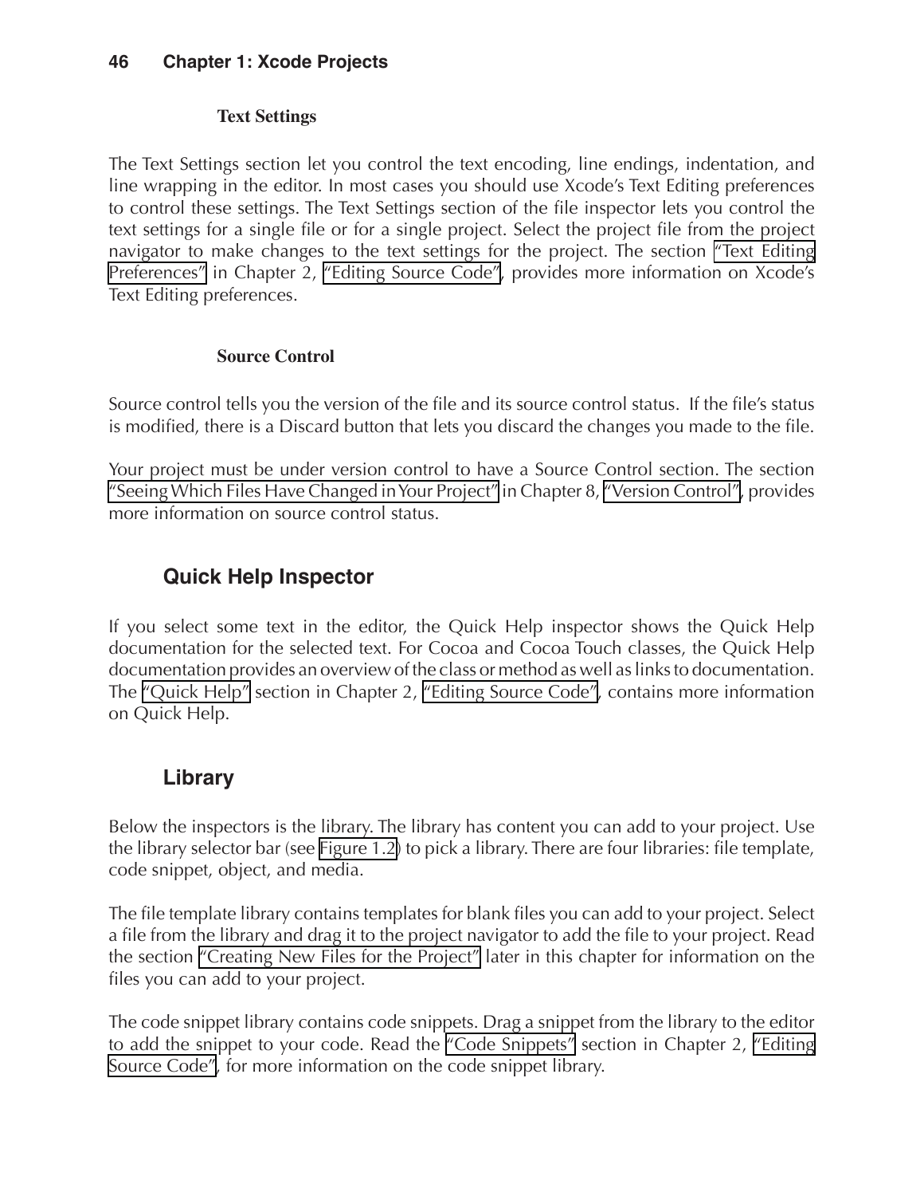#### Text Settings

The Text Settings section let you control the text encoding, line endings, indentation, and line wrapping in the editor. In most cases you should use Xcode's Text Editing preferences to control these settings. The Text Settings section of the file inspector lets you control the text settings for a single file or for a single project. Select the project file from the project navigator to make changes to the text settings for the project. The section "Text Editing Preferences" in Chapter 2, "Editing Source Code", provides more information on Xcode's Text Editing preferences.

#### Source Control

Source control tells you the version of the file and its source control status.  If the file's status is modified, there is a Discard button that lets you discard the changes you made to the file.

Your project must be under version control to have a Source Control section. The section "Seeing Which Files Have Changed in Your Project" in Chapter 8, "Version Control", provides more information on source control status.

### Quick Help Inspector

If you select some text in the editor, the Quick Help inspector shows the Quick Help documentation for the selected text. For Cocoa and Cocoa Touch classes, the Quick Help documentation provides an overview of the class or method as well as links to documentation. The "Quick Help" section in Chapter 2, "Editing Source Code", contains more information on Quick Help.

### Library

Below the inspectors is the library. The library has content you can add to your project. Use the library selector bar (see Figure 1.2) to pick a library. There are four libraries: file template, code snippet, object, and media.

The file template library contains templates for blank files you can add to your project. Select a file from the library and drag it to the project navigator to add the file to your project. Read the section "Creating New Files for the Project" later in this chapter for information on the files you can add to your project.

The code snippet library contains code snippets. Drag a snippet from the library to the editor to add the snippet to your code. Read the "Code Snippets" section in Chapter 2, "Editing Source Code", for more information on the code snippet library.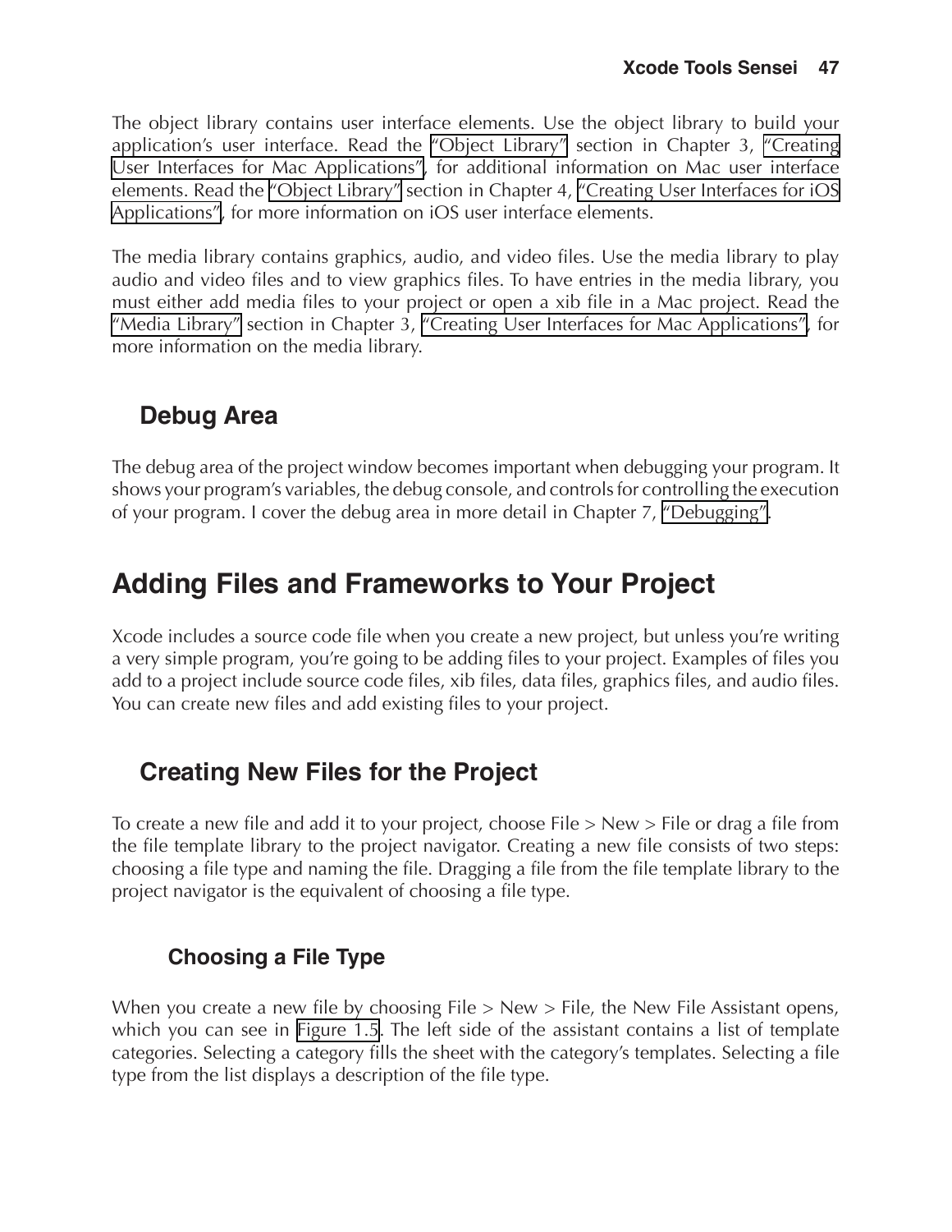The object library contains user interface elements. Use the object library to build your application’s user interface. Read the “Object Library” section in Chapter 3, “Creating User Interfaces for Mac Applications”, for additional information on Mac user interface elements. Read the “Object Library” section in Chapter 4, “Creating User Interfaces for iOS Applications”, for more information on iOS user interface elements.

The media library contains graphics, audio, and video files. Use the media library to play audio and video files and to view graphics files. To have entries in the media library, you must either add media files to your project or open a xib file in a Mac project. Read the “Media Library” section in Chapter 3, “Creating User Interfaces for Mac Applications”, for more information on the media library.

## Debug Area

The debug area of the project window becomes important when debugging your program. It shows your program’s variables, the debug console, and controls for controlling the execution of your program. I cover the debug area in more detail in Chapter 7, “Debugging”.

# Adding Files and Frameworks to Your Project

Xcode includes a source code file when you create a new project, but unless you’re writing a very simple program, you’re going to be adding files to your project. Examples of files you add to a project include source code files, xib files, data files, graphics files, and audio files. You can create new files and add existing files to your project.

## Creating New Files for the Project

To create a new file and add it to your project, choose File > New > File or drag a file from the file template library to the project navigator. Creating a new file consists of two steps: choosing a file type and naming the file. Dragging a file from the file template library to the project navigator is the equivalent of choosing a file type.

### Choosing a File Type

When you create a new file by choosing File > New > File, the New File Assistant opens, which you can see in Figure 1.5. The left side of the assistant contains a list of template categories. Selecting a category fills the sheet with the category’s templates. Selecting a file type from the list displays a description of the file type.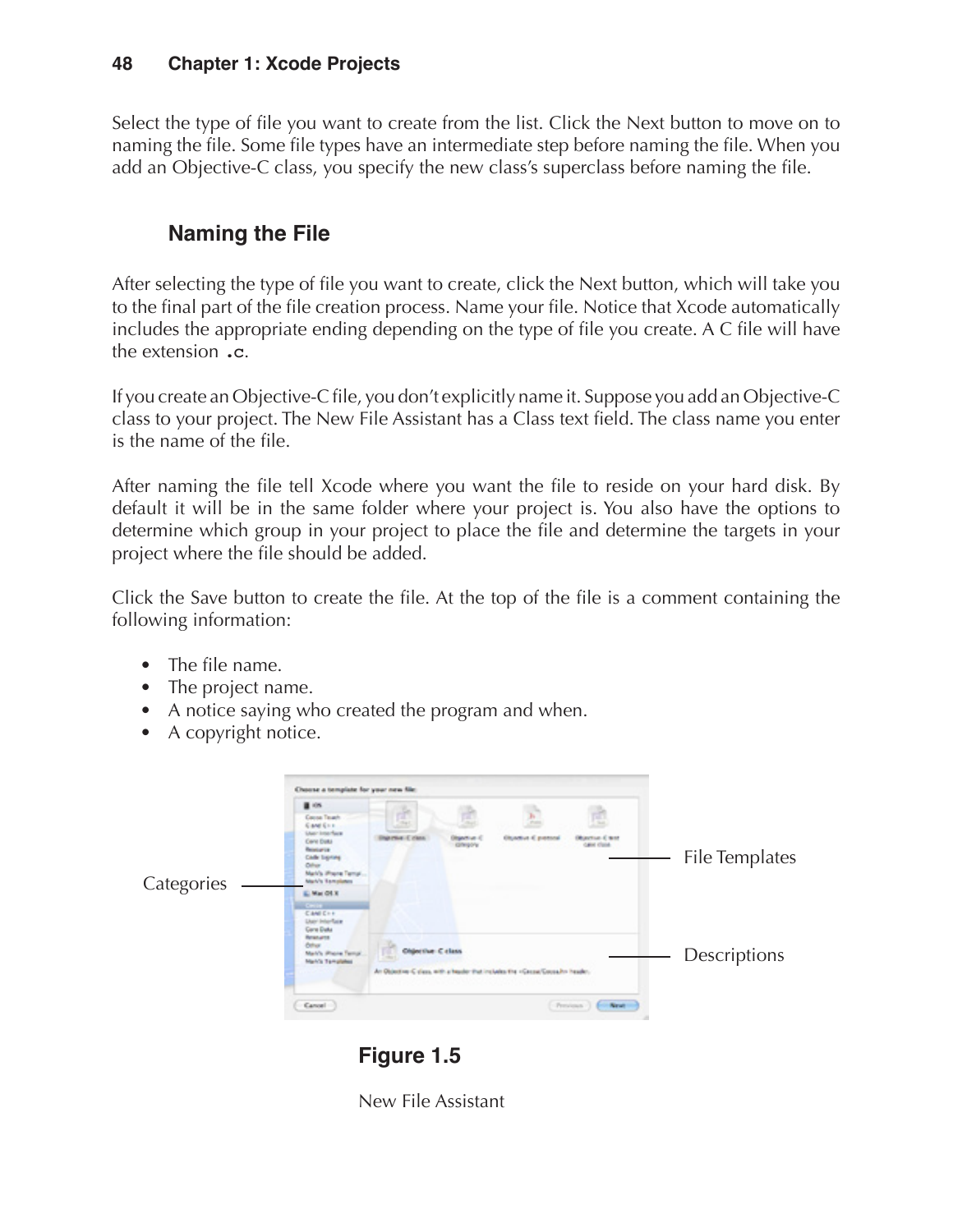Select the type of file you want to create from the list. Click the Next button to move on to naming the file. Some file types have an intermediate step before naming the file. When you add an Objective-C class, you specify the new class's superclass before naming the file.

## Naming the File

After selecting the type of file you want to create, click the Next button, which will take you to the final part of the file creation process. Name your file. Notice that Xcode automatically includes the appropriate ending depending on the type of file you create. A C file will have the extension `.c`.

If you create an Objective-C file, you don't explicitly name it. Suppose you add an Objective-C class to your project. The New File Assistant has a Class text field. The class name you enter is the name of the file.

After naming the file tell Xcode where you want the file to reside on your hard disk. By default it will be in the same folder where your project is. You also have the options to determine which group in your project to place the file and determine the targets in your project where the file should be added.

Click the Save button to create the file. At the top of the file is a comment containing the following information:

- The file name.
- The project name.
- A notice saying who created the program and when.
- A copyright notice.

Categories

File Templates

Descriptions

**Figure 1.5**

New File Assistant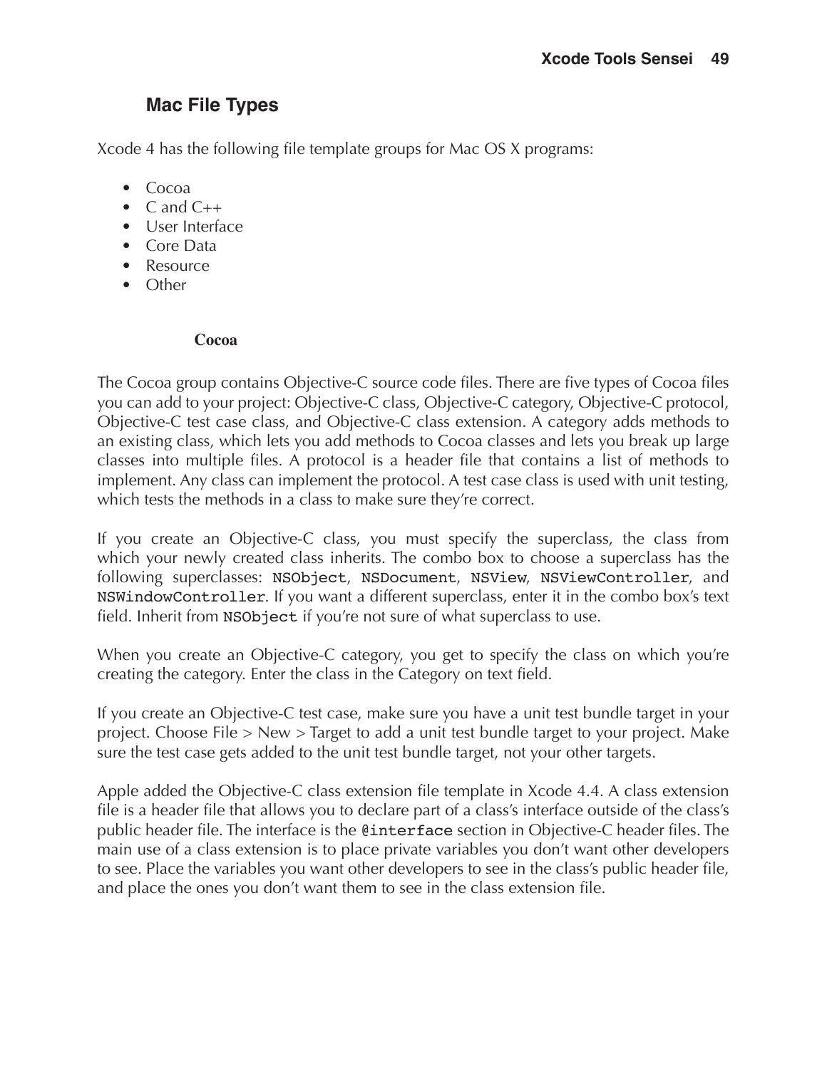## Mac File Types

Xcode 4 has the following file template groups for Mac OS X programs:

- Cocoa
- C and C++
- User Interface
- Core Data
- Resource
- Other

### Cocoa

The Cocoa group contains Objective-C source code files. There are five types of Cocoa files you can add to your project: Objective-C class, Objective-C category, Objective-C protocol, Objective-C test case class, and Objective-C class extension. A category adds methods to an existing class, which lets you add methods to Cocoa classes and lets you break up large classes into multiple files. A protocol is a header file that contains a list of methods to implement. Any class can implement the protocol. A test case class is used with unit testing, which tests the methods in a class to make sure they're correct.

If you create an Objective-C class, you must specify the superclass, the class from which your newly created class inherits. The combo box to choose a superclass has the following superclasses: `NSObject`, `NSDocument`, `NSView`, `NSViewController`, and `NSWindowController`. If you want a different superclass, enter it in the combo box's text field. Inherit from `NSObject` if you're not sure of what superclass to use.

When you create an Objective-C category, you get to specify the class on which you're creating the category. Enter the class in the Category on text field.

If you create an Objective-C test case, make sure you have a unit test bundle target in your project. Choose File > New > Target to add a unit test bundle target to your project. Make sure the test case gets added to the unit test bundle target, not your other targets.

Apple added the Objective-C class extension file template in Xcode 4.4. A class extension file is a header file that allows you to declare part of a class's interface outside of the class's public header file. The interface is the `@interface` section in Objective-C header files. The main use of a class extension is to place private variables you don't want other developers to see. Place the variables you want other developers to see in the class's public header file, and place the ones you don't want them to see in the class extension file.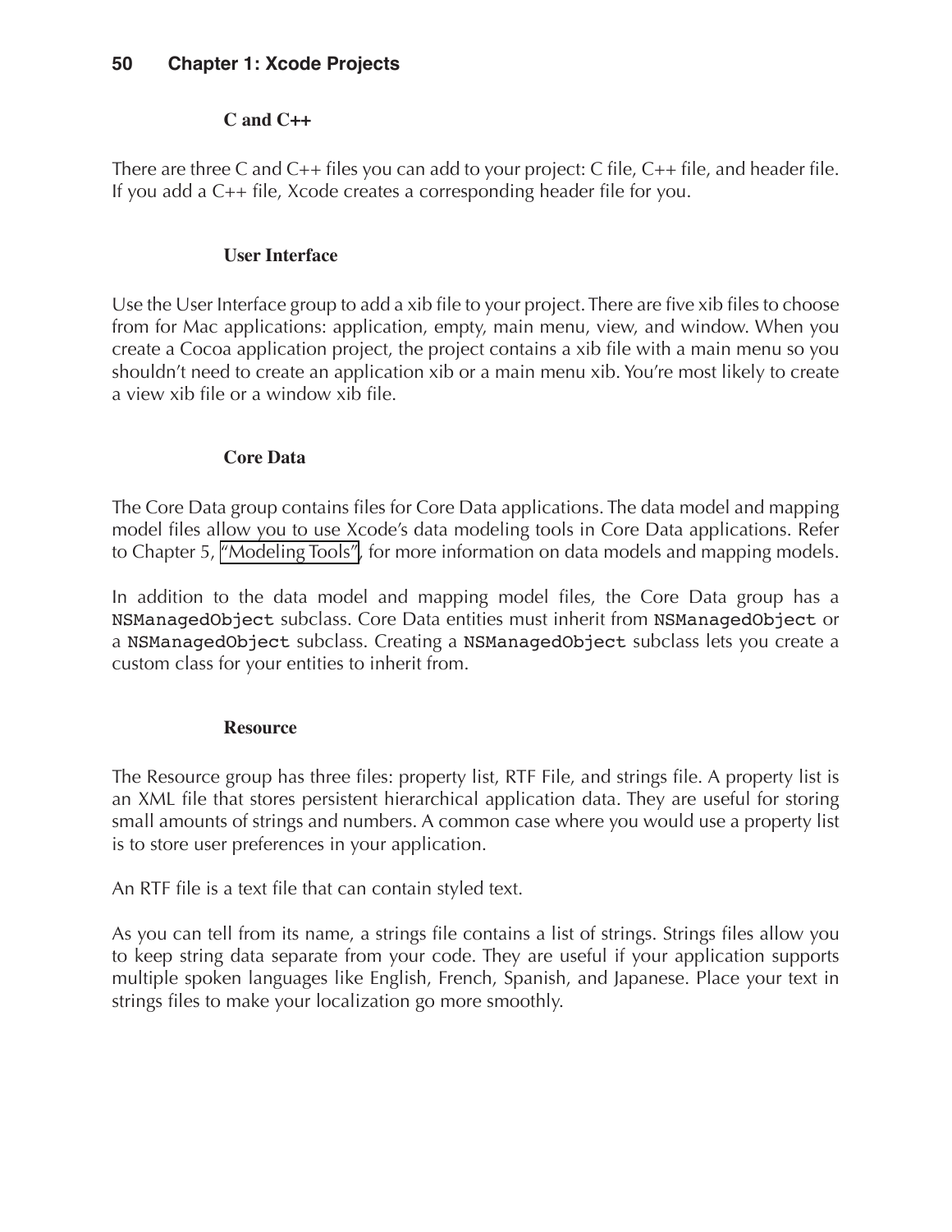#### C and C++

There are three C and C++ files you can add to your project: C file, C++ file, and header file. If you add a C++ file, Xcode creates a corresponding header file for you.

#### User Interface

Use the User Interface group to add a xib file to your project. There are five xib files to choose from for Mac applications: application, empty, main menu, view, and window. When you create a Cocoa application project, the project contains a xib file with a main menu so you shouldn't need to create an application xib or a main menu xib. You're most likely to create a view xib file or a window xib file.

#### Core Data

The Core Data group contains files for Core Data applications. The data model and mapping model files allow you to use Xcode's data modeling tools in Core Data applications. Refer to Chapter 5, "Modeling Tools", for more information on data models and mapping models.

In addition to the data model and mapping model files, the Core Data group has a `NSManagedObject` subclass. Core Data entities must inherit from `NSManagedObject` or a `NSManagedObject` subclass. Creating a `NSManagedObject` subclass lets you create a custom class for your entities to inherit from.

#### Resource

The Resource group has three files: property list, RTF File, and strings file. A property list is an XML file that stores persistent hierarchical application data. They are useful for storing small amounts of strings and numbers. A common case where you would use a property list is to store user preferences in your application.

An RTF file is a text file that can contain styled text.

As you can tell from its name, a strings file contains a list of strings. Strings files allow you to keep string data separate from your code. They are useful if your application supports multiple spoken languages like English, French, Spanish, and Japanese. Place your text in strings files to make your localization go more smoothly.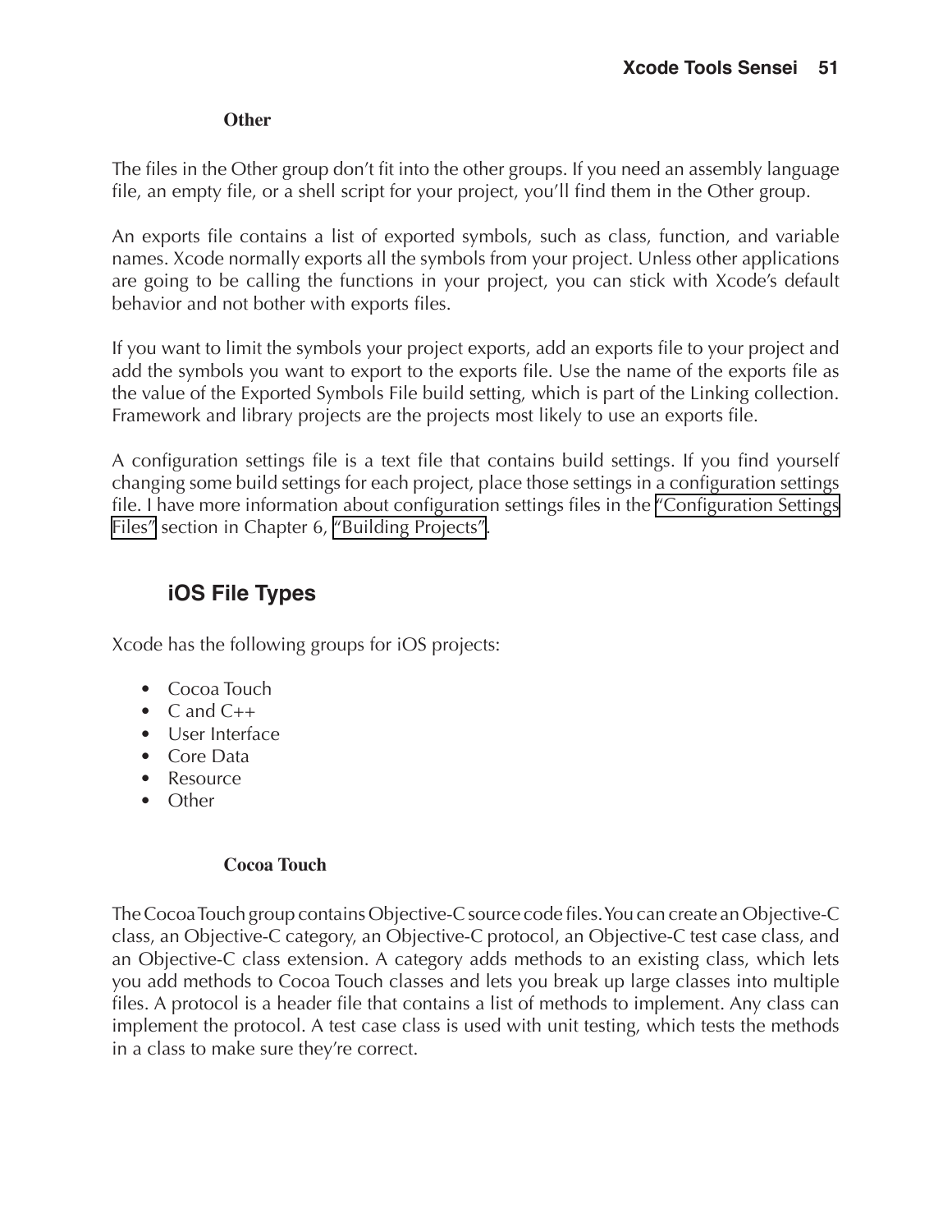#### Other

The files in the Other group don't fit into the other groups. If you need an assembly language file, an empty file, or a shell script for your project, you'll find them in the Other group.

An exports file contains a list of exported symbols, such as class, function, and variable names. Xcode normally exports all the symbols from your project. Unless other applications are going to be calling the functions in your project, you can stick with Xcode's default behavior and not bother with exports files.

If you want to limit the symbols your project exports, add an exports file to your project and add the symbols you want to export to the exports file. Use the name of the exports file as the value of the Exported Symbols File build setting, which is part of the Linking collection. Framework and library projects are the projects most likely to use an exports file.

A configuration settings file is a text file that contains build settings. If you find yourself changing some build settings for each project, place those settings in a configuration settings file. I have more information about configuration settings files in the "Configuration Settings Files" section in Chapter 6, "Building Projects".

### iOS File Types

Xcode has the following groups for iOS projects:

- Cocoa Touch
- C and C++
- User Interface
- Core Data
- Resource
- Other

#### Cocoa Touch

The Cocoa Touch group contains Objective-C source code files. You can create an Objective-C class, an Objective-C category, an Objective-C protocol, an Objective-C test case class, and an Objective-C class extension. A category adds methods to an existing class, which lets you add methods to Cocoa Touch classes and lets you break up large classes into multiple files. A protocol is a header file that contains a list of methods to implement. Any class can implement the protocol. A test case class is used with unit testing, which tests the methods in a class to make sure they're correct.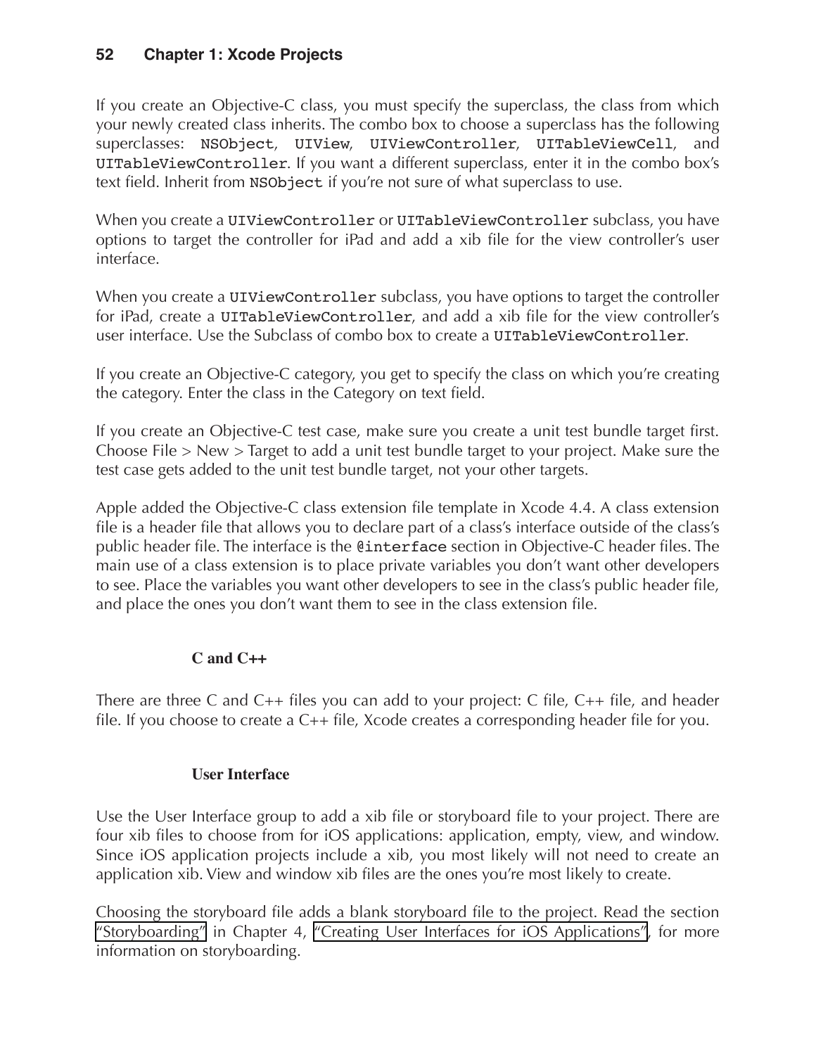If you create an Objective-C class, you must specify the superclass, the class from which your newly created class inherits. The combo box to choose a superclass has the following superclasses: `NSObject`, `UIView`, `UIViewController`, `UITableViewCell`, and `UITableViewController`. If you want a different superclass, enter it in the combo box's text field. Inherit from `NSObject` if you're not sure of what superclass to use.

When you create a `UIViewController` or `UITableViewController` subclass, you have options to target the controller for iPad and add a xib file for the view controller's user interface.

When you create a `UIViewController` subclass, you have options to target the controller for iPad, create a `UITableViewController`, and add a xib file for the view controller's user interface. Use the Subclass of combo box to create a `UITableViewController`.

If you create an Objective-C category, you get to specify the class on which you're creating the category. Enter the class in the Category on text field.

If you create an Objective-C test case, make sure you create a unit test bundle target first. Choose File > New > Target to add a unit test bundle target to your project. Make sure the test case gets added to the unit test bundle target, not your other targets.

Apple added the Objective-C class extension file template in Xcode 4.4. A class extension file is a header file that allows you to declare part of a class's interface outside of the class's public header file. The interface is the `@interface` section in Objective-C header files. The main use of a class extension is to place private variables you don't want other developers to see. Place the variables you want other developers to see in the class's public header file, and place the ones you don't want them to see in the class extension file.

### C and C++

There are three C and C++ files you can add to your project: C file, C++ file, and header file. If you choose to create a C++ file, Xcode creates a corresponding header file for you.

### User Interface

Use the User Interface group to add a xib file or storyboard file to your project. There are four xib files to choose from for iOS applications: application, empty, view, and window. Since iOS application projects include a xib, you most likely will not need to create an application xib. View and window xib files are the ones you're most likely to create.

Choosing the storyboard file adds a blank storyboard file to the project. Read the section "Storyboarding" in Chapter 4, "Creating User Interfaces for iOS Applications", for more information on storyboarding.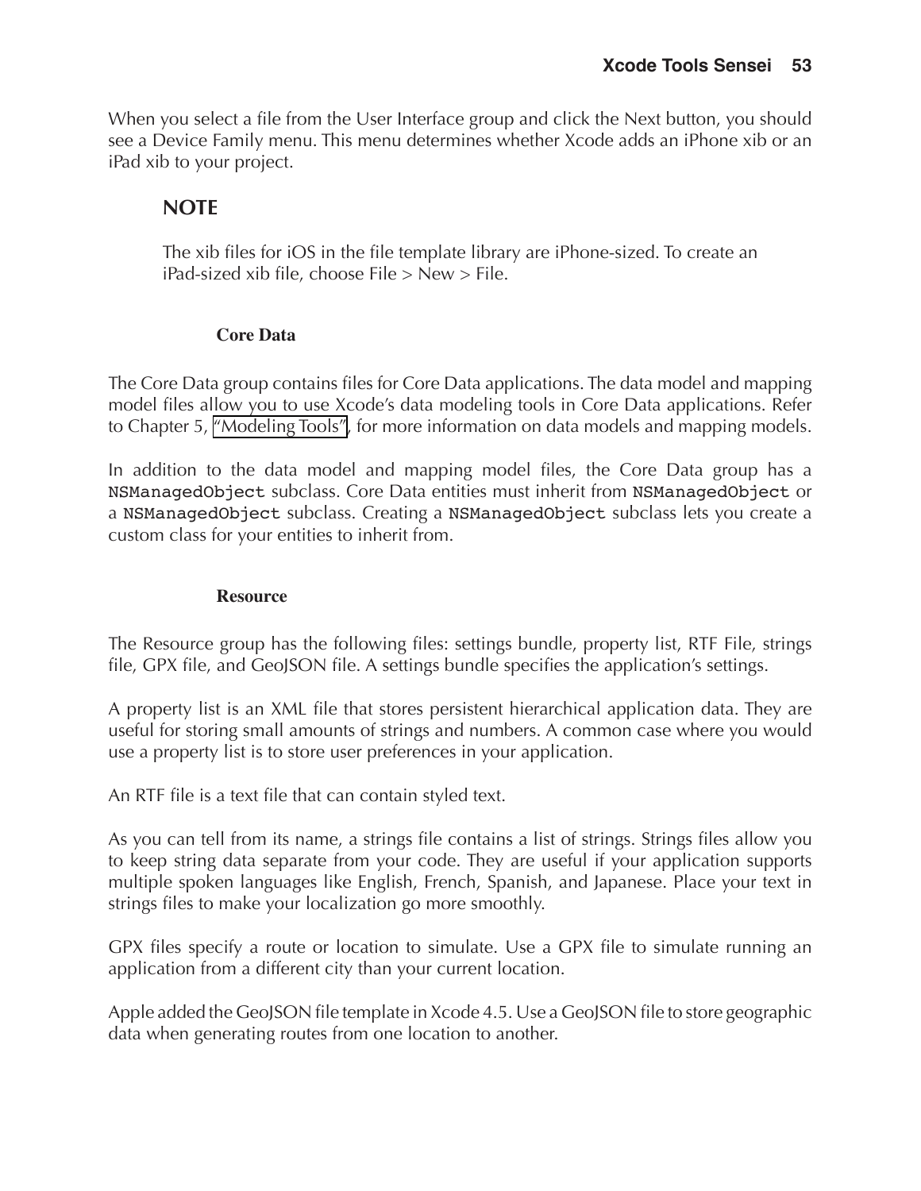When you select a file from the User Interface group and click the Next button, you should see a Device Family menu. This menu determines whether Xcode adds an iPhone xib or an iPad xib to your project.

> **NOTE**
>
> The xib files for iOS in the file template library are iPhone-sized. To create an iPad-sized xib file, choose File > New > File.

### Core Data

The Core Data group contains files for Core Data applications. The data model and mapping model files allow you to use Xcode's data modeling tools in Core Data applications. Refer to Chapter 5, "Modeling Tools", for more information on data models and mapping models.

In addition to the data model and mapping model files, the Core Data group has a `NSManagedObject` subclass. Core Data entities must inherit from `NSManagedObject` or a `NSManagedObject` subclass. Creating a `NSManagedObject` subclass lets you create a custom class for your entities to inherit from.

### Resource

The Resource group has the following files: settings bundle, property list, RTF File, strings file, GPX file, and GeoJSON file. A settings bundle specifies the application's settings.

A property list is an XML file that stores persistent hierarchical application data. They are useful for storing small amounts of strings and numbers. A common case where you would use a property list is to store user preferences in your application.

An RTF file is a text file that can contain styled text.

As you can tell from its name, a strings file contains a list of strings. Strings files allow you to keep string data separate from your code. They are useful if your application supports multiple spoken languages like English, French, Spanish, and Japanese. Place your text in strings files to make your localization go more smoothly.

GPX files specify a route or location to simulate. Use a GPX file to simulate running an application from a different city than your current location.

Apple added the GeoJSON file template in Xcode 4.5. Use a GeoJSON file to store geographic data when generating routes from one location to another.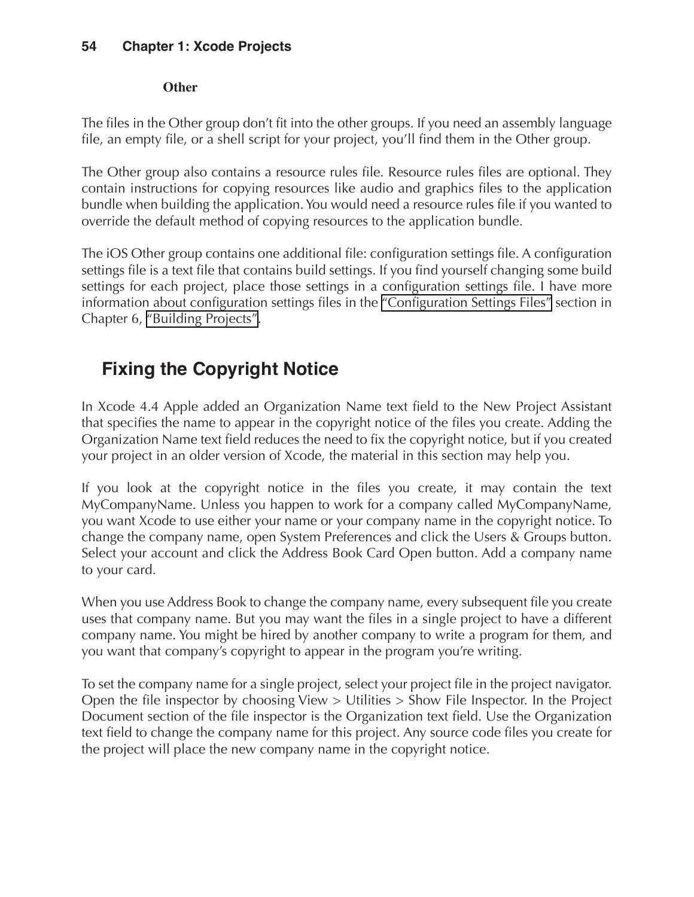#### Other

The files in the Other group don't fit into the other groups. If you need an assembly language file, an empty file, or a shell script for your project, you'll find them in the Other group.

The Other group also contains a resource rules file. Resource rules files are optional. They contain instructions for copying resources like audio and graphics files to the application bundle when building the application. You would need a resource rules file if you wanted to override the default method of copying resources to the application bundle.

The iOS Other group contains one additional file: configuration settings file. A configuration settings file is a text file that contains build settings. If you find yourself changing some build settings for each project, place those settings in a configuration settings file. I have more information about configuration settings files in the "Configuration Settings Files" section in Chapter 6, "Building Projects".

## Fixing the Copyright Notice

In Xcode 4.4 Apple added an Organization Name text field to the New Project Assistant that specifies the name to appear in the copyright notice of the files you create. Adding the Organization Name text field reduces the need to fix the copyright notice, but if you created your project in an older version of Xcode, the material in this section may help you.

If you look at the copyright notice in the files you create, it may contain the text MyCompanyName. Unless you happen to work for a company called MyCompanyName, you want Xcode to use either your name or your company name in the copyright notice. To change the company name, open System Preferences and click the Users & Groups button. Select your account and click the Address Book Card Open button. Add a company name to your card.

When you use Address Book to change the company name, every subsequent file you create uses that company name. But you may want the files in a single project to have a different company name. You might be hired by another company to write a program for them, and you want that company's copyright to appear in the program you're writing.

To set the company name for a single project, select your project file in the project navigator. Open the file inspector by choosing View > Utilities > Show File Inspector. In the Project Document section of the file inspector is the Organization text field. Use the Organization text field to change the company name for this project. Any source code files you create for the project will place the new company name in the copyright notice.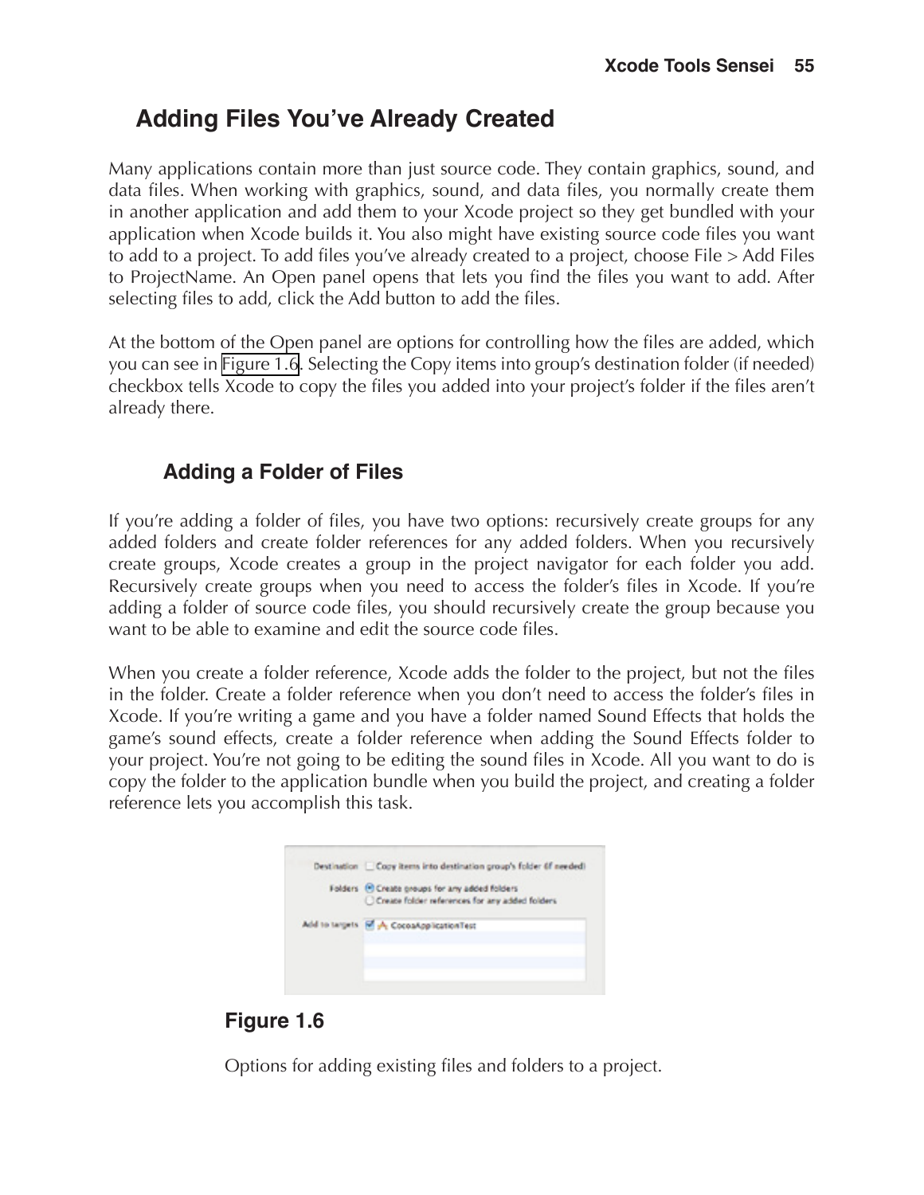## Adding Files You've Already Created

Many applications contain more than just source code. They contain graphics, sound, and data files. When working with graphics, sound, and data files, you normally create them in another application and add them to your Xcode project so they get bundled with your application when Xcode builds it. You also might have existing source code files you want to add to a project. To add files you've already created to a project, choose File > Add Files to ProjectName. An Open panel opens that lets you find the files you want to add. After selecting files to add, click the Add button to add the files.

At the bottom of the Open panel are options for controlling how the files are added, which you can see in Figure 1.6. Selecting the Copy items into group's destination folder (if needed) checkbox tells Xcode to copy the files you added into your project's folder if the files aren't already there.

### Adding a Folder of Files

If you're adding a folder of files, you have two options: recursively create groups for any added folders and create folder references for any added folders. When you recursively create groups, Xcode creates a group in the project navigator for each folder you add. Recursively create groups when you need to access the folder's files in Xcode. If you're adding a folder of source code files, you should recursively create the group because you want to be able to examine and edit the source code files.

When you create a folder reference, Xcode adds the folder to the project, but not the files in the folder. Create a folder reference when you don't need to access the folder's files in Xcode. If you're writing a game and you have a folder named Sound Effects that holds the game's sound effects, create a folder reference when adding the Sound Effects folder to your project. You're not going to be editing the sound files in Xcode. All you want to do is copy the folder to the application bundle when you build the project, and creating a folder reference lets you accomplish this task.

**Figure 1.6**

Options for adding existing files and folders to a project.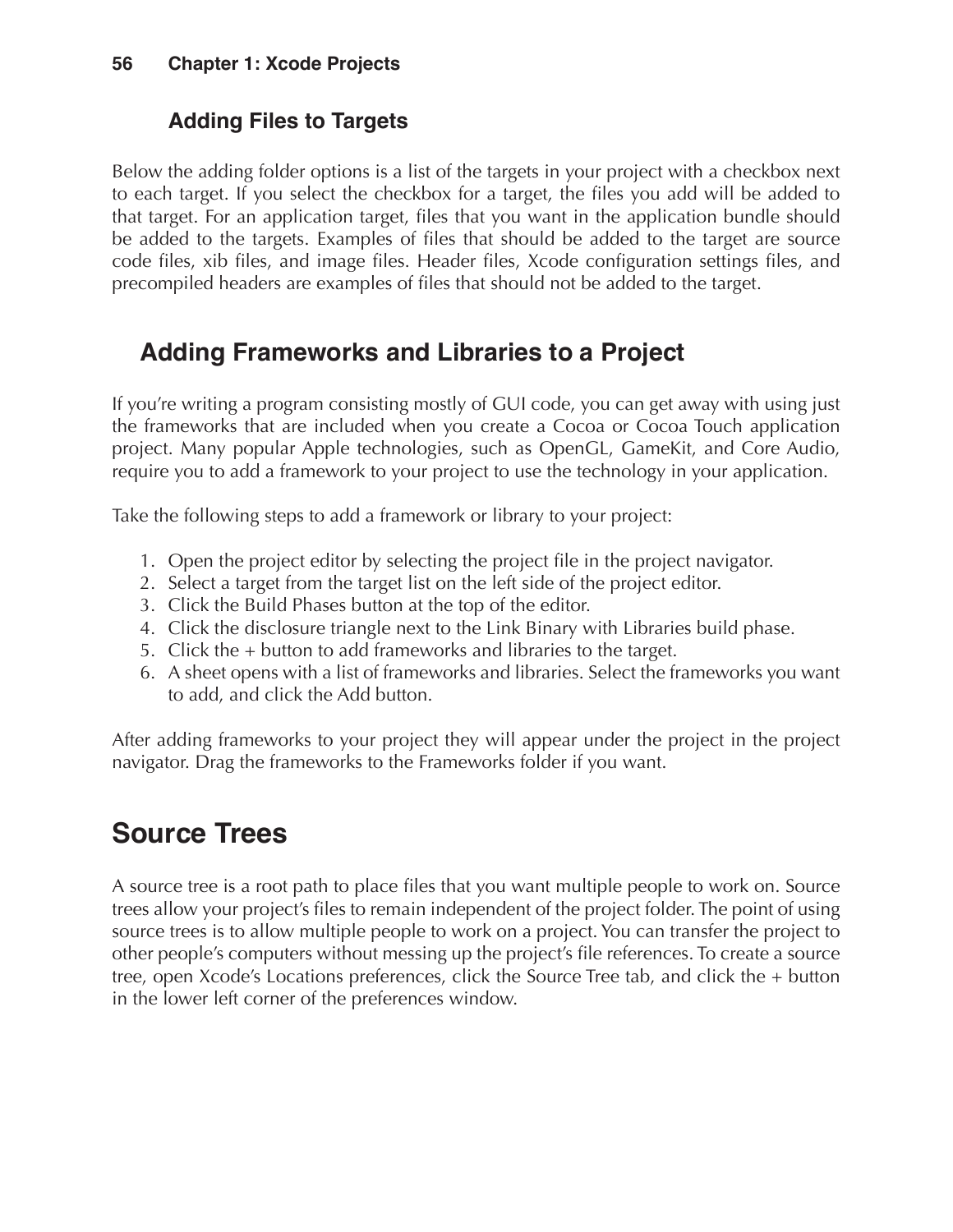### Adding Files to Targets

Below the adding folder options is a list of the targets in your project with a checkbox next to each target. If you select the checkbox for a target, the files you add will be added to that target. For an application target, files that you want in the application bundle should be added to the targets. Examples of files that should be added to the target are source code files, xib files, and image files. Header files, Xcode configuration settings files, and precompiled headers are examples of files that should not be added to the target.

## Adding Frameworks and Libraries to a Project

If you're writing a program consisting mostly of GUI code, you can get away with using just the frameworks that are included when you create a Cocoa or Cocoa Touch application project. Many popular Apple technologies, such as OpenGL, GameKit, and Core Audio, require you to add a framework to your project to use the technology in your application.

Take the following steps to add a framework or library to your project:

1. Open the project editor by selecting the project file in the project navigator.
2. Select a target from the target list on the left side of the project editor.
3. Click the Build Phases button at the top of the editor.
4. Click the disclosure triangle next to the Link Binary with Libraries build phase.
5. Click the + button to add frameworks and libraries to the target.
6. A sheet opens with a list of frameworks and libraries. Select the frameworks you want to add, and click the Add button.

After adding frameworks to your project they will appear under the project in the project navigator. Drag the frameworks to the Frameworks folder if you want.

# Source Trees

A source tree is a root path to place files that you want multiple people to work on. Source trees allow your project's files to remain independent of the project folder. The point of using source trees is to allow multiple people to work on a project. You can transfer the project to other people's computers without messing up the project's file references. To create a source tree, open Xcode's Locations preferences, click the Source Tree tab, and click the + button in the lower left corner of the preferences window.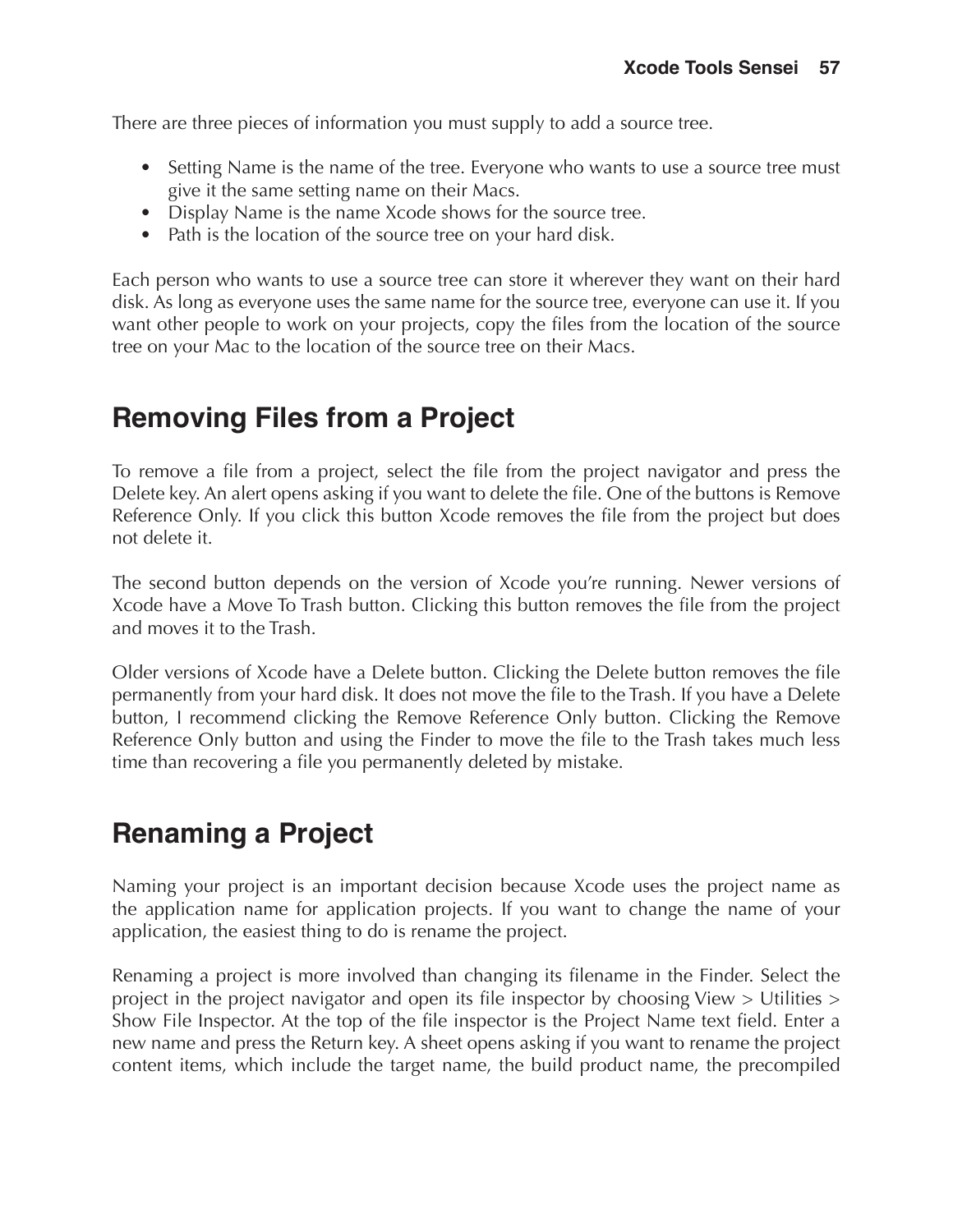There are three pieces of information you must supply to add a source tree.

- Setting Name is the name of the tree. Everyone who wants to use a source tree must give it the same setting name on their Macs.
- Display Name is the name Xcode shows for the source tree.
- Path is the location of the source tree on your hard disk.

Each person who wants to use a source tree can store it wherever they want on their hard disk. As long as everyone uses the same name for the source tree, everyone can use it. If you want other people to work on your projects, copy the files from the location of the source tree on your Mac to the location of the source tree on their Macs.

## Removing Files from a Project

To remove a file from a project, select the file from the project navigator and press the Delete key. An alert opens asking if you want to delete the file. One of the buttons is Remove Reference Only. If you click this button Xcode removes the file from the project but does not delete it.

The second button depends on the version of Xcode you're running. Newer versions of Xcode have a Move To Trash button. Clicking this button removes the file from the project and moves it to the Trash.

Older versions of Xcode have a Delete button. Clicking the Delete button removes the file permanently from your hard disk. It does not move the file to the Trash. If you have a Delete button, I recommend clicking the Remove Reference Only button. Clicking the Remove Reference Only button and using the Finder to move the file to the Trash takes much less time than recovering a file you permanently deleted by mistake.

## Renaming a Project

Naming your project is an important decision because Xcode uses the project name as the application name for application projects. If you want to change the name of your application, the easiest thing to do is rename the project.

Renaming a project is more involved than changing its filename in the Finder. Select the project in the project navigator and open its file inspector by choosing View > Utilities > Show File Inspector. At the top of the file inspector is the Project Name text field. Enter a new name and press the Return key. A sheet opens asking if you want to rename the project content items, which include the target name, the build product name, the precompiled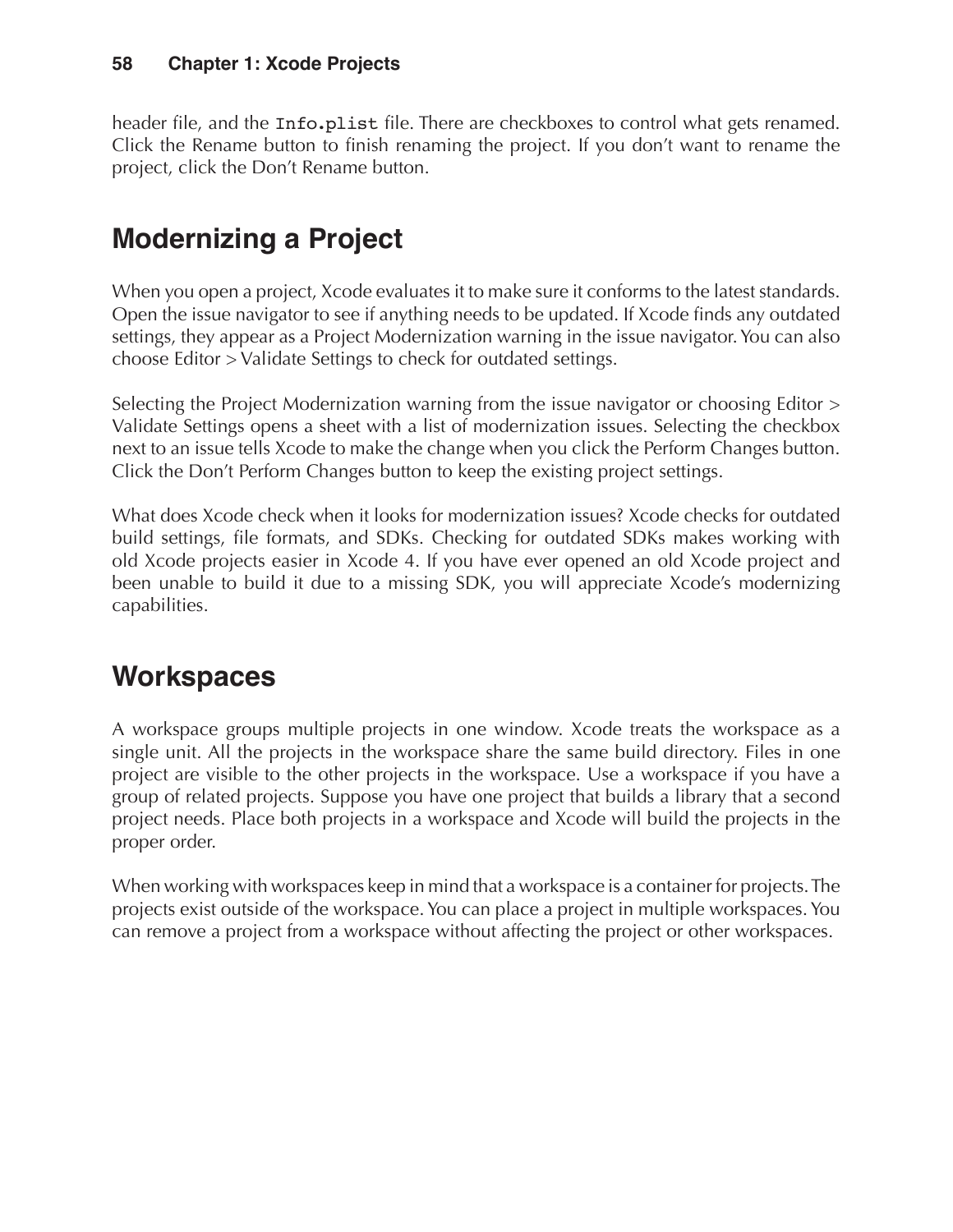header file, and the `Info.plist` file. There are checkboxes to control what gets renamed. Click the Rename button to finish renaming the project. If you don't want to rename the project, click the Don't Rename button.

## Modernizing a Project

When you open a project, Xcode evaluates it to make sure it conforms to the latest standards. Open the issue navigator to see if anything needs to be updated. If Xcode finds any outdated settings, they appear as a Project Modernization warning in the issue navigator. You can also choose Editor > Validate Settings to check for outdated settings.

Selecting the Project Modernization warning from the issue navigator or choosing Editor > Validate Settings opens a sheet with a list of modernization issues. Selecting the checkbox next to an issue tells Xcode to make the change when you click the Perform Changes button. Click the Don't Perform Changes button to keep the existing project settings.

What does Xcode check when it looks for modernization issues? Xcode checks for outdated build settings, file formats, and SDKs. Checking for outdated SDKs makes working with old Xcode projects easier in Xcode 4. If you have ever opened an old Xcode project and been unable to build it due to a missing SDK, you will appreciate Xcode's modernizing capabilities.

## Workspaces

A workspace groups multiple projects in one window. Xcode treats the workspace as a single unit. All the projects in the workspace share the same build directory. Files in one project are visible to the other projects in the workspace. Use a workspace if you have a group of related projects. Suppose you have one project that builds a library that a second project needs. Place both projects in a workspace and Xcode will build the projects in the proper order.

When working with workspaces keep in mind that a workspace is a container for projects. The projects exist outside of the workspace. You can place a project in multiple workspaces. You can remove a project from a workspace without affecting the project or other workspaces.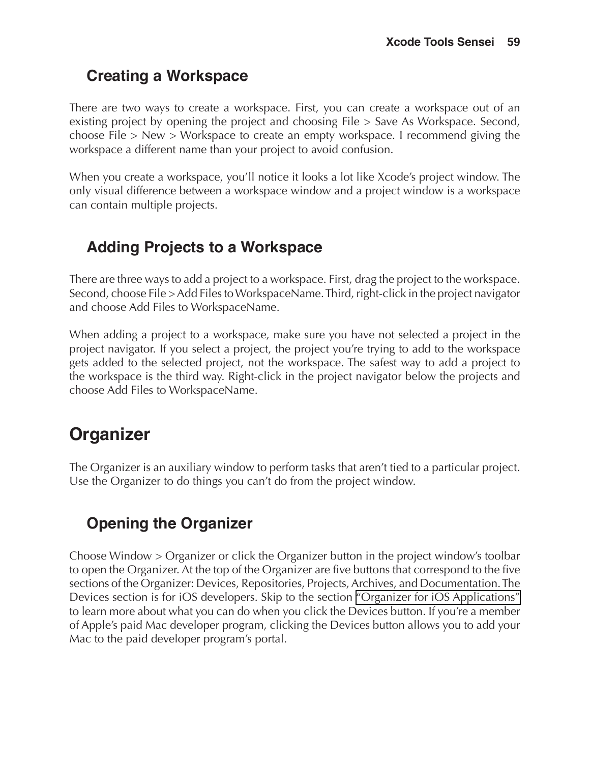### Creating a Workspace

There are two ways to create a workspace. First, you can create a workspace out of an existing project by opening the project and choosing File > Save As Workspace. Second, choose File > New > Workspace to create an empty workspace. I recommend giving the workspace a different name than your project to avoid confusion.

When you create a workspace, you'll notice it looks a lot like Xcode's project window. The only visual difference between a workspace window and a project window is a workspace can contain multiple projects.

### Adding Projects to a Workspace

There are three ways to add a project to a workspace. First, drag the project to the workspace. Second, choose File > Add Files to WorkspaceName. Third, right-click in the project navigator and choose Add Files to WorkspaceName.

When adding a project to a workspace, make sure you have not selected a project in the project navigator. If you select a project, the project you're trying to add to the workspace gets added to the selected project, not the workspace. The safest way to add a project to the workspace is the third way. Right-click in the project navigator below the projects and choose Add Files to WorkspaceName.

## Organizer

The Organizer is an auxiliary window to perform tasks that aren't tied to a particular project. Use the Organizer to do things you can't do from the project window.

### Opening the Organizer

Choose Window > Organizer or click the Organizer button in the project window's toolbar to open the Organizer. At the top of the Organizer are five buttons that correspond to the five sections of the Organizer: Devices, Repositories, Projects, Archives, and Documentation. The Devices section is for iOS developers. Skip to the section "Organizer for iOS Applications" to learn more about what you can do when you click the Devices button. If you're a member of Apple's paid Mac developer program, clicking the Devices button allows you to add your Mac to the paid developer program's portal.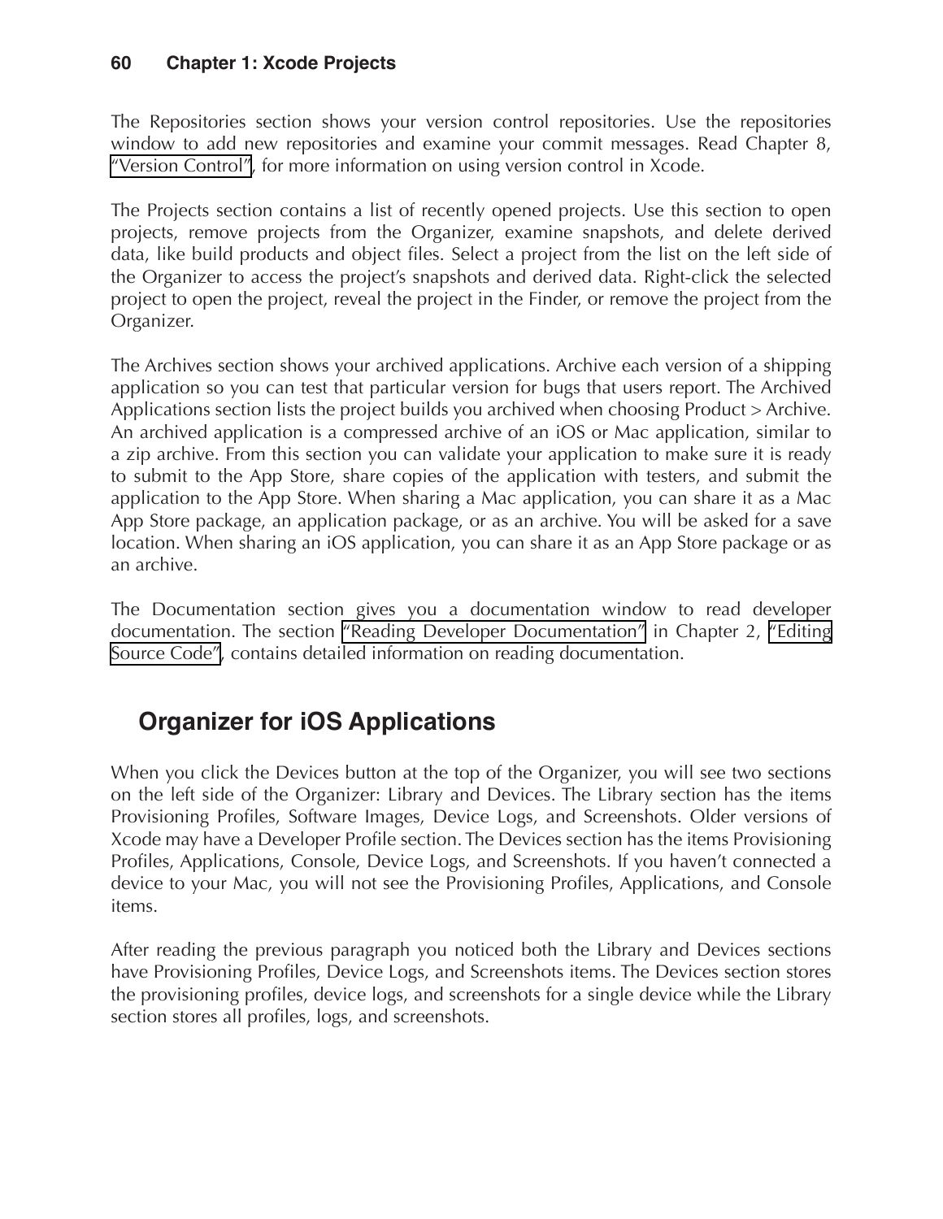The Repositories section shows your version control repositories. Use the repositories window to add new repositories and examine your commit messages. Read Chapter 8, "Version Control", for more information on using version control in Xcode.

The Projects section contains a list of recently opened projects. Use this section to open projects, remove projects from the Organizer, examine snapshots, and delete derived data, like build products and object files. Select a project from the list on the left side of the Organizer to access the project's snapshots and derived data. Right-click the selected project to open the project, reveal the project in the Finder, or remove the project from the Organizer.

The Archives section shows your archived applications. Archive each version of a shipping application so you can test that particular version for bugs that users report. The Archived Applications section lists the project builds you archived when choosing Product > Archive. An archived application is a compressed archive of an iOS or Mac application, similar to a zip archive. From this section you can validate your application to make sure it is ready to submit to the App Store, share copies of the application with testers, and submit the application to the App Store. When sharing a Mac application, you can share it as a Mac App Store package, an application package, or as an archive. You will be asked for a save location. When sharing an iOS application, you can share it as an App Store package or as an archive.

The Documentation section gives you a documentation window to read developer documentation. The section "Reading Developer Documentation" in Chapter 2, "Editing Source Code", contains detailed information on reading documentation.

## Organizer for iOS Applications

When you click the Devices button at the top of the Organizer, you will see two sections on the left side of the Organizer: Library and Devices. The Library section has the items Provisioning Profiles, Software Images, Device Logs, and Screenshots. Older versions of Xcode may have a Developer Profile section. The Devices section has the items Provisioning Profiles, Applications, Console, Device Logs, and Screenshots. If you haven't connected a device to your Mac, you will not see the Provisioning Profiles, Applications, and Console items.

After reading the previous paragraph you noticed both the Library and Devices sections have Provisioning Profiles, Device Logs, and Screenshots items. The Devices section stores the provisioning profiles, device logs, and screenshots for a single device while the Library section stores all profiles, logs, and screenshots.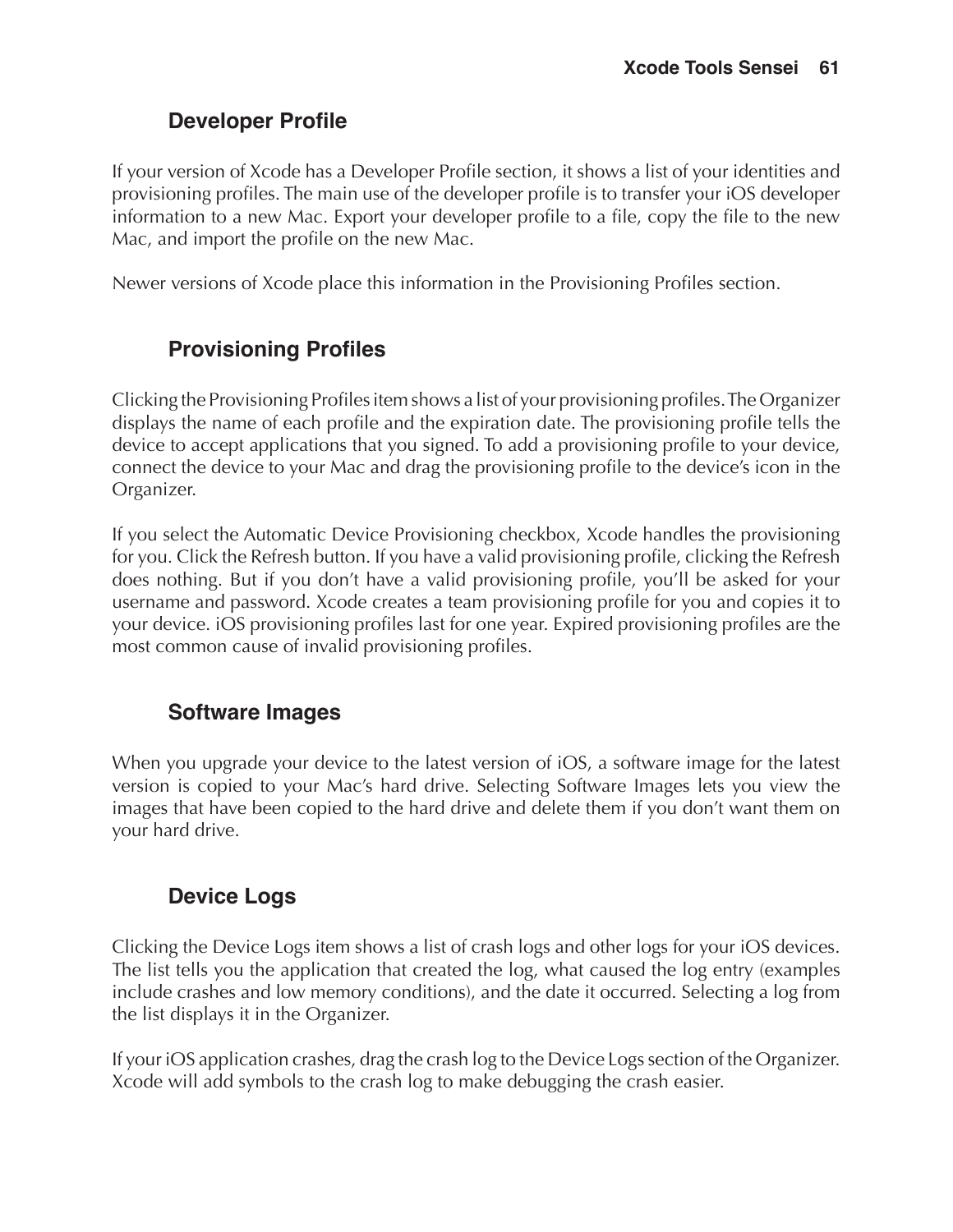### Developer Profile

If your version of Xcode has a Developer Profile section, it shows a list of your identities and provisioning profiles. The main use of the developer profile is to transfer your iOS developer information to a new Mac. Export your developer profile to a file, copy the file to the new Mac, and import the profile on the new Mac.

Newer versions of Xcode place this information in the Provisioning Profiles section.

### Provisioning Profiles

Clicking the Provisioning Profiles item shows a list of your provisioning profiles. The Organizer displays the name of each profile and the expiration date. The provisioning profile tells the device to accept applications that you signed. To add a provisioning profile to your device, connect the device to your Mac and drag the provisioning profile to the device's icon in the Organizer.

If you select the Automatic Device Provisioning checkbox, Xcode handles the provisioning for you. Click the Refresh button. If you have a valid provisioning profile, clicking the Refresh does nothing. But if you don't have a valid provisioning profile, you'll be asked for your username and password. Xcode creates a team provisioning profile for you and copies it to your device. iOS provisioning profiles last for one year. Expired provisioning profiles are the most common cause of invalid provisioning profiles.

### Software Images

When you upgrade your device to the latest version of iOS, a software image for the latest version is copied to your Mac's hard drive. Selecting Software Images lets you view the images that have been copied to the hard drive and delete them if you don't want them on your hard drive.

### Device Logs

Clicking the Device Logs item shows a list of crash logs and other logs for your iOS devices. The list tells you the application that created the log, what caused the log entry (examples include crashes and low memory conditions), and the date it occurred. Selecting a log from the list displays it in the Organizer.

If your iOS application crashes, drag the crash log to the Device Logs section of the Organizer. Xcode will add symbols to the crash log to make debugging the crash easier.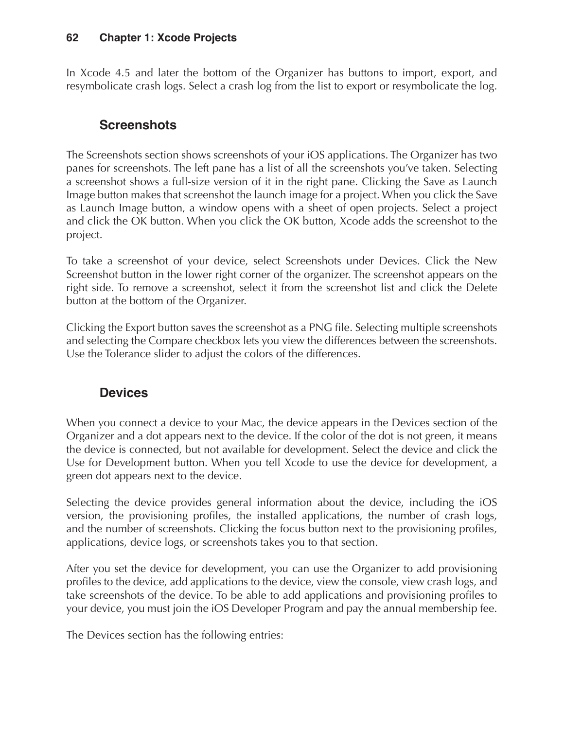In Xcode 4.5 and later the bottom of the Organizer has buttons to import, export, and resymbolicate crash logs. Select a crash log from the list to export or resymbolicate the log.

### Screenshots

The Screenshots section shows screenshots of your iOS applications. The Organizer has two panes for screenshots. The left pane has a list of all the screenshots you've taken. Selecting a screenshot shows a full-size version of it in the right pane. Clicking the Save as Launch Image button makes that screenshot the launch image for a project. When you click the Save as Launch Image button, a window opens with a sheet of open projects. Select a project and click the OK button. When you click the OK button, Xcode adds the screenshot to the project.

To take a screenshot of your device, select Screenshots under Devices. Click the New Screenshot button in the lower right corner of the organizer. The screenshot appears on the right side. To remove a screenshot, select it from the screenshot list and click the Delete button at the bottom of the Organizer.

Clicking the Export button saves the screenshot as a PNG file. Selecting multiple screenshots and selecting the Compare checkbox lets you view the differences between the screenshots. Use the Tolerance slider to adjust the colors of the differences.

### Devices

When you connect a device to your Mac, the device appears in the Devices section of the Organizer and a dot appears next to the device. If the color of the dot is not green, it means the device is connected, but not available for development. Select the device and click the Use for Development button. When you tell Xcode to use the device for development, a green dot appears next to the device.

Selecting the device provides general information about the device, including the iOS version, the provisioning profiles, the installed applications, the number of crash logs, and the number of screenshots. Clicking the focus button next to the provisioning profiles, applications, device logs, or screenshots takes you to that section.

After you set the device for development, you can use the Organizer to add provisioning profiles to the device, add applications to the device, view the console, view crash logs, and take screenshots of the device. To be able to add applications and provisioning profiles to your device, you must join the iOS Developer Program and pay the annual membership fee.

The Devices section has the following entries: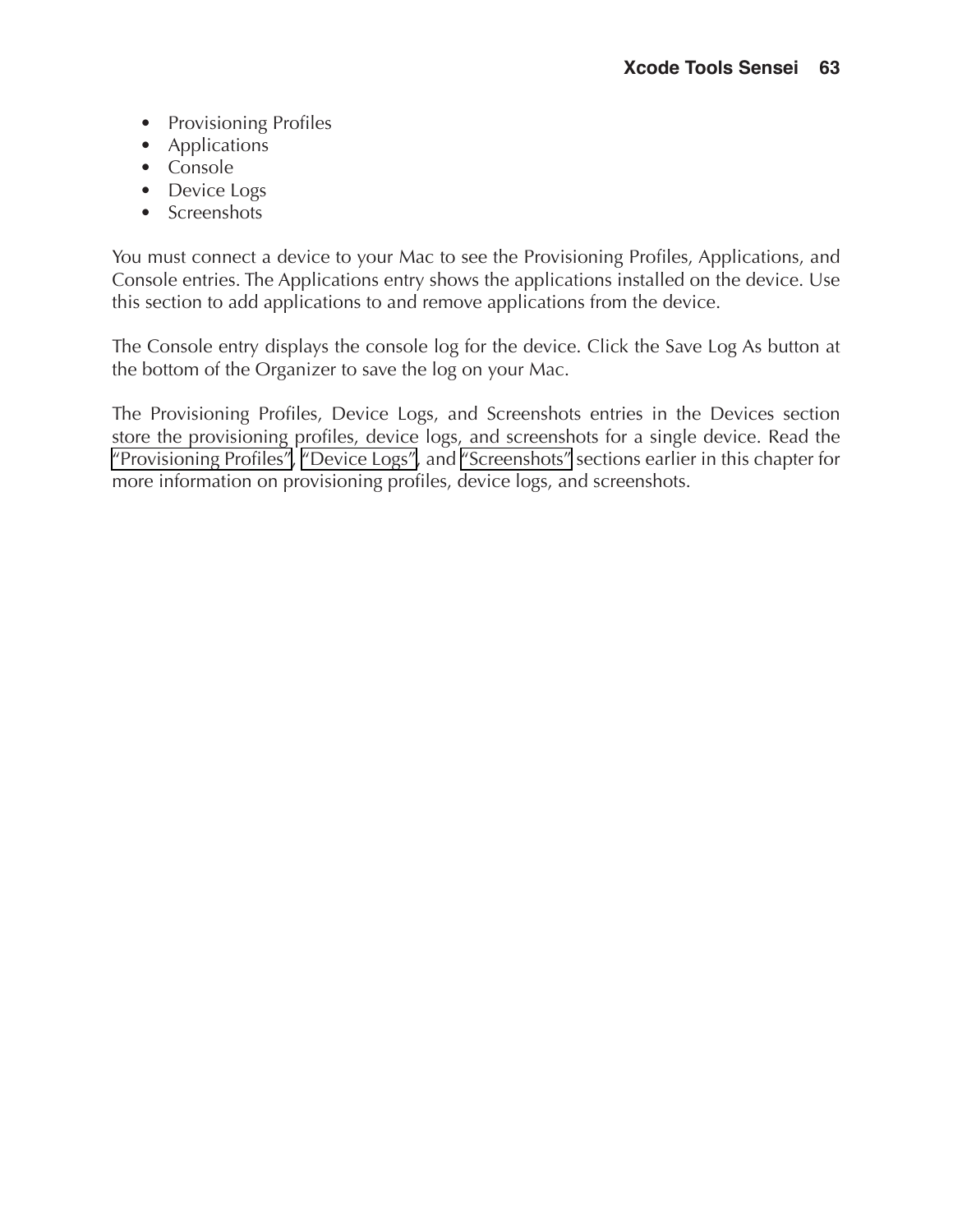- Provisioning Profiles
- Applications
- Console
- Device Logs
- Screenshots

You must connect a device to your Mac to see the Provisioning Profiles, Applications, and Console entries. The Applications entry shows the applications installed on the device. Use this section to add applications to and remove applications from the device.

The Console entry displays the console log for the device. Click the Save Log As button at the bottom of the Organizer to save the log on your Mac.

The Provisioning Profiles, Device Logs, and Screenshots entries in the Devices section store the provisioning profiles, device logs, and screenshots for a single device. Read the "Provisioning Profiles", "Device Logs", and "Screenshots" sections earlier in this chapter for more information on provisioning profiles, device logs, and screenshots.